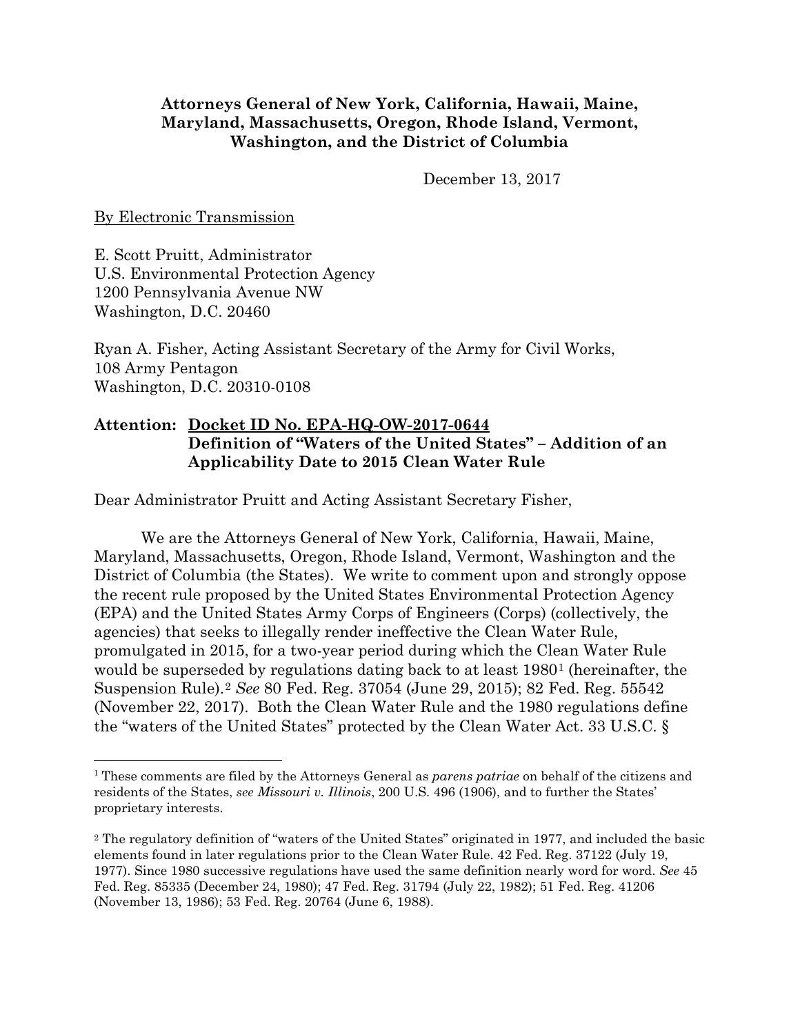**Attorneys General of New York, California, Hawaii, Maine, Maryland, Massachusetts, Oregon, Rhode Island, Vermont, Washington, and the District of Columbia**

December 13, 2017

By Electronic Transmission

E. Scott Pruitt, Administrator
U.S. Environmental Protection Agency
1200 Pennsylvania Avenue NW
Washington, D.C. 20460

Ryan A. Fisher, Acting Assistant Secretary of the Army for Civil Works,
108 Army Pentagon
Washington, D.C. 20310-0108

**Attention: Docket ID No. EPA-HQ-OW-2017-0644**
**Definition of "Waters of the United States" – Addition of an Applicability Date to 2015 Clean Water Rule**

Dear Administrator Pruitt and Acting Assistant Secretary Fisher,

We are the Attorneys General of New York, California, Hawaii, Maine, Maryland, Massachusetts, Oregon, Rhode Island, Vermont, Washington and the District of Columbia (the States). We write to comment upon and strongly oppose the recent rule proposed by the United States Environmental Protection Agency (EPA) and the United States Army Corps of Engineers (Corps) (collectively, the agencies) that seeks to illegally render ineffective the Clean Water Rule, promulgated in 2015, for a two-year period during which the Clean Water Rule would be superseded by regulations dating back to at least 1980[1] (hereinafter, the Suspension Rule).[2] *See* 80 Fed. Reg. 37054 (June 29, 2015); 82 Fed. Reg. 55542 (November 22, 2017). Both the Clean Water Rule and the 1980 regulations define the "waters of the United States" protected by the Clean Water Act. 33 U.S.C. §

---

[1] These comments are filed by the Attorneys General as *parens patriae* on behalf of the citizens and residents of the States, *see Missouri v. Illinois*, 200 U.S. 496 (1906), and to further the States' proprietary interests.

[2] The regulatory definition of "waters of the United States" originated in 1977, and included the basic elements found in later regulations prior to the Clean Water Rule. 42 Fed. Reg. 37122 (July 19, 1977). Since 1980 successive regulations have used the same definition nearly word for word. *See* 45 Fed. Reg. 85335 (December 24, 1980); 47 Fed. Reg. 31794 (July 22, 1982); 51 Fed. Reg. 41206 (November 13, 1986); 53 Fed. Reg. 20764 (June 6, 1988).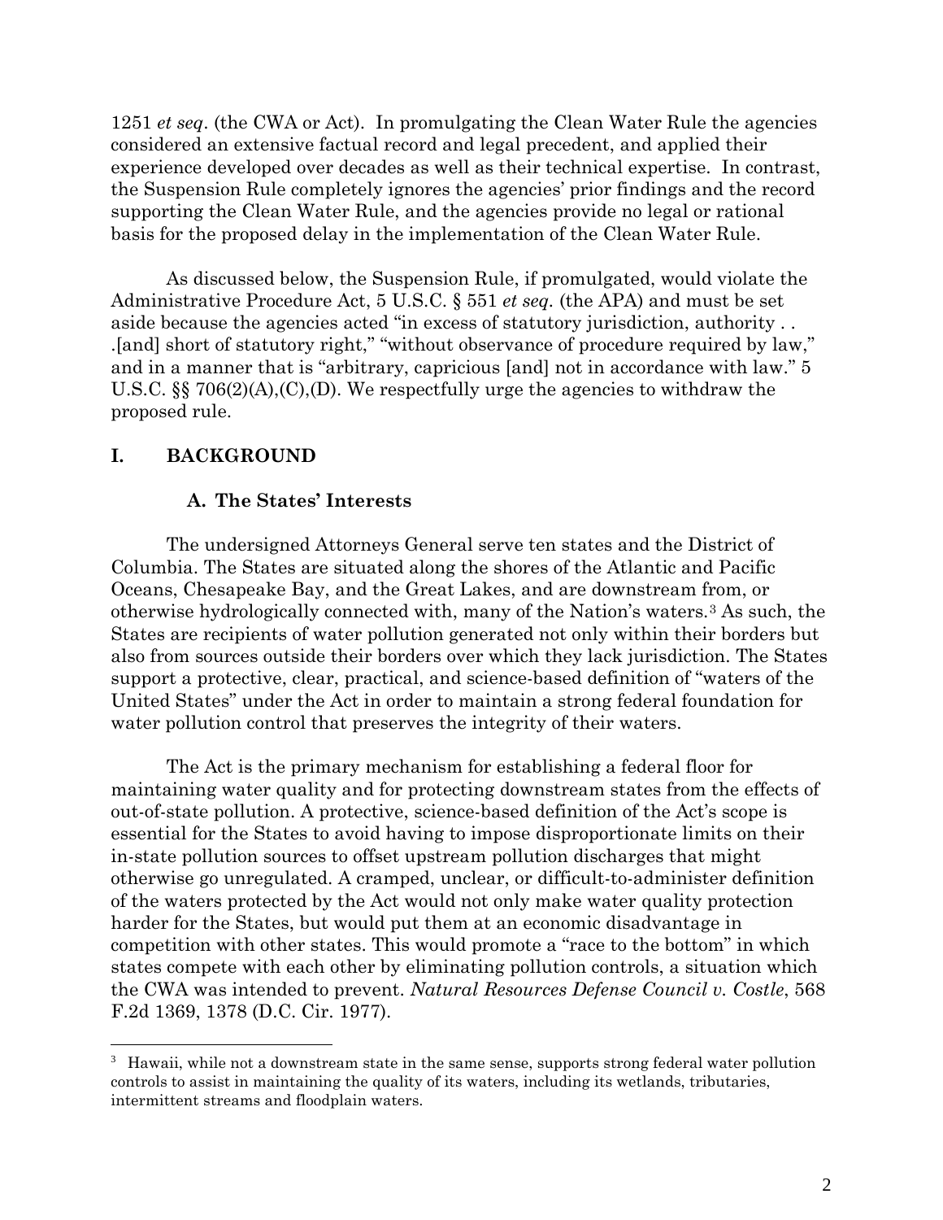1251 *et seq*. (the CWA or Act). In promulgating the Clean Water Rule the agencies considered an extensive factual record and legal precedent, and applied their experience developed over decades as well as their technical expertise. In contrast, the Suspension Rule completely ignores the agencies' prior findings and the record supporting the Clean Water Rule, and the agencies provide no legal or rational basis for the proposed delay in the implementation of the Clean Water Rule.

As discussed below, the Suspension Rule, if promulgated, would violate the Administrative Procedure Act, 5 U.S.C. § 551 *et seq*. (the APA) and must be set aside because the agencies acted "in excess of statutory jurisdiction, authority . . .[and] short of statutory right," "without observance of procedure required by law," and in a manner that is "arbitrary, capricious [and] not in accordance with law." 5 U.S.C. §§ 706(2)(A),(C),(D). We respectfully urge the agencies to withdraw the proposed rule.

## I. BACKGROUND

### A. The States' Interests

The undersigned Attorneys General serve ten states and the District of Columbia. The States are situated along the shores of the Atlantic and Pacific Oceans, Chesapeake Bay, and the Great Lakes, and are downstream from, or otherwise hydrologically connected with, many of the Nation's waters.[3] As such, the States are recipients of water pollution generated not only within their borders but also from sources outside their borders over which they lack jurisdiction. The States support a protective, clear, practical, and science-based definition of "waters of the United States" under the Act in order to maintain a strong federal foundation for water pollution control that preserves the integrity of their waters.

The Act is the primary mechanism for establishing a federal floor for maintaining water quality and for protecting downstream states from the effects of out-of-state pollution. A protective, science-based definition of the Act's scope is essential for the States to avoid having to impose disproportionate limits on their in-state pollution sources to offset upstream pollution discharges that might otherwise go unregulated. A cramped, unclear, or difficult-to-administer definition of the waters protected by the Act would not only make water quality protection harder for the States, but would put them at an economic disadvantage in competition with other states. This would promote a "race to the bottom" in which states compete with each other by eliminating pollution controls, a situation which the CWA was intended to prevent. *Natural Resources Defense Council v. Costle*, 568 F.2d 1369, 1378 (D.C. Cir. 1977).

[3] Hawaii, while not a downstream state in the same sense, supports strong federal water pollution controls to assist in maintaining the quality of its waters, including its wetlands, tributaries, intermittent streams and floodplain waters.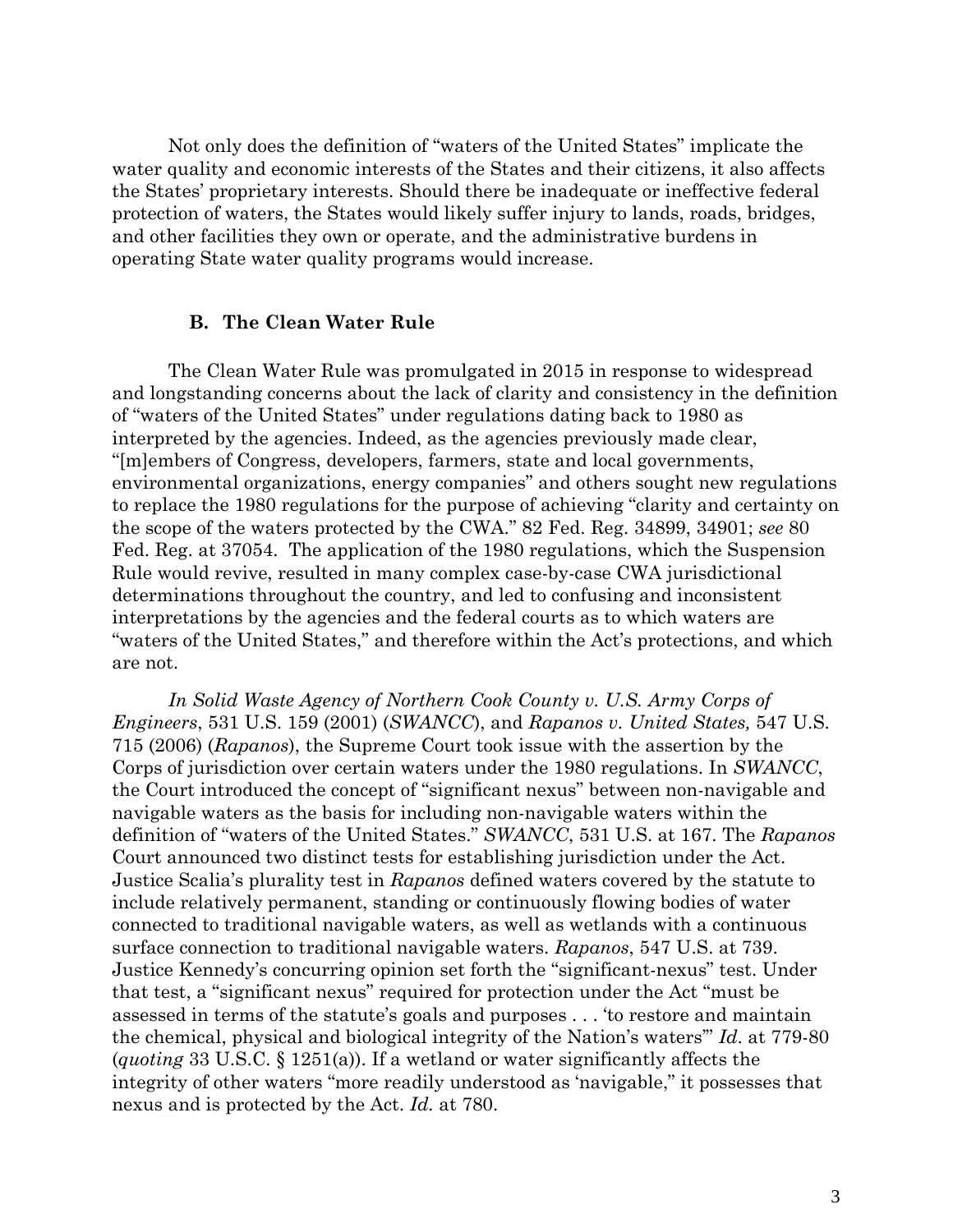Not only does the definition of "waters of the United States" implicate the water quality and economic interests of the States and their citizens, it also affects the States' proprietary interests. Should there be inadequate or ineffective federal protection of waters, the States would likely suffer injury to lands, roads, bridges, and other facilities they own or operate, and the administrative burdens in operating State water quality programs would increase.

### B. The Clean Water Rule

The Clean Water Rule was promulgated in 2015 in response to widespread and longstanding concerns about the lack of clarity and consistency in the definition of "waters of the United States" under regulations dating back to 1980 as interpreted by the agencies. Indeed, as the agencies previously made clear, "[m]embers of Congress, developers, farmers, state and local governments, environmental organizations, energy companies" and others sought new regulations to replace the 1980 regulations for the purpose of achieving "clarity and certainty on the scope of the waters protected by the CWA." 82 Fed. Reg. 34899, 34901; *see* 80 Fed. Reg. at 37054. The application of the 1980 regulations, which the Suspension Rule would revive, resulted in many complex case-by-case CWA jurisdictional determinations throughout the country, and led to confusing and inconsistent interpretations by the agencies and the federal courts as to which waters are "waters of the United States," and therefore within the Act's protections, and which are not.

*In Solid Waste Agency of Northern Cook County v. U.S. Army Corps of Engineers*, 531 U.S. 159 (2001) (*SWANCC*), and *Rapanos v. United States,* 547 U.S. 715 (2006) (*Rapanos*), the Supreme Court took issue with the assertion by the Corps of jurisdiction over certain waters under the 1980 regulations. In *SWANCC*, the Court introduced the concept of "significant nexus" between non-navigable and navigable waters as the basis for including non-navigable waters within the definition of "waters of the United States." *SWANCC*, 531 U.S. at 167. The *Rapanos* Court announced two distinct tests for establishing jurisdiction under the Act. Justice Scalia's plurality test in *Rapanos* defined waters covered by the statute to include relatively permanent, standing or continuously flowing bodies of water connected to traditional navigable waters, as well as wetlands with a continuous surface connection to traditional navigable waters. *Rapanos*, 547 U.S. at 739. Justice Kennedy's concurring opinion set forth the "significant-nexus" test. Under that test, a "significant nexus" required for protection under the Act "must be assessed in terms of the statute's goals and purposes . . . 'to restore and maintain the chemical, physical and biological integrity of the Nation's waters'" *Id*. at 779-80 (*quoting* 33 U.S.C. § 1251(a)). If a wetland or water significantly affects the integrity of other waters "more readily understood as 'navigable," it possesses that nexus and is protected by the Act. *Id.* at 780.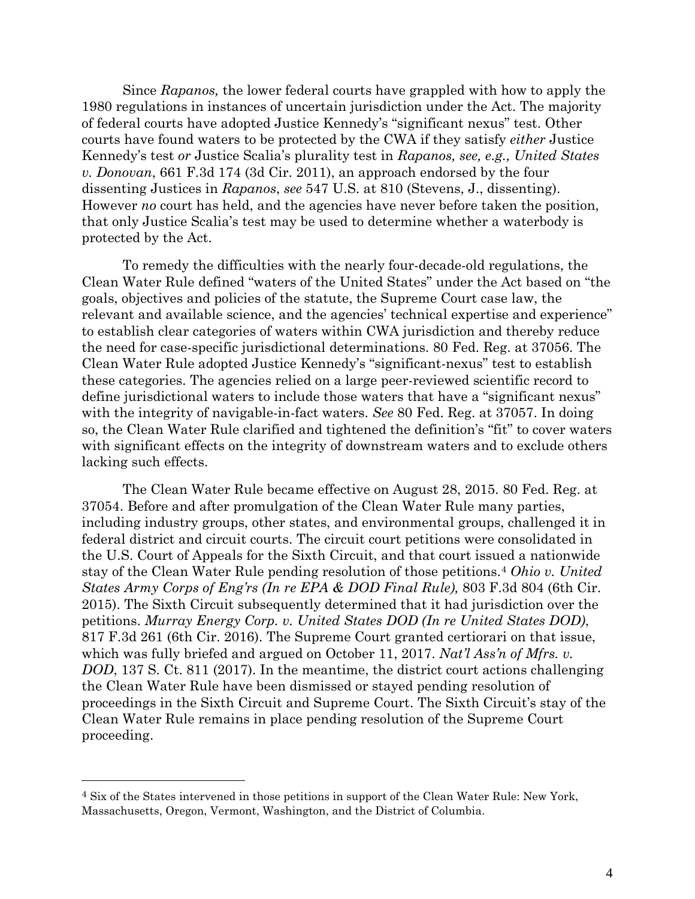Since *Rapanos,* the lower federal courts have grappled with how to apply the 1980 regulations in instances of uncertain jurisdiction under the Act. The majority of federal courts have adopted Justice Kennedy's "significant nexus" test. Other courts have found waters to be protected by the CWA if they satisfy *either* Justice Kennedy's test *or* Justice Scalia's plurality test in *Rapanos, see, e.g., United States v. Donovan*, 661 F.3d 174 (3d Cir. 2011), an approach endorsed by the four dissenting Justices in *Rapanos*, *see* 547 U.S. at 810 (Stevens, J., dissenting). However *no* court has held, and the agencies have never before taken the position, that only Justice Scalia's test may be used to determine whether a waterbody is protected by the Act.

To remedy the difficulties with the nearly four-decade-old regulations, the Clean Water Rule defined "waters of the United States" under the Act based on "the goals, objectives and policies of the statute, the Supreme Court case law, the relevant and available science, and the agencies' technical expertise and experience" to establish clear categories of waters within CWA jurisdiction and thereby reduce the need for case-specific jurisdictional determinations. 80 Fed. Reg. at 37056. The Clean Water Rule adopted Justice Kennedy's "significant-nexus" test to establish these categories. The agencies relied on a large peer-reviewed scientific record to define jurisdictional waters to include those waters that have a "significant nexus" with the integrity of navigable-in-fact waters. *See* 80 Fed. Reg. at 37057. In doing so, the Clean Water Rule clarified and tightened the definition's "fit" to cover waters with significant effects on the integrity of downstream waters and to exclude others lacking such effects.

The Clean Water Rule became effective on August 28, 2015. 80 Fed. Reg. at 37054. Before and after promulgation of the Clean Water Rule many parties, including industry groups, other states, and environmental groups, challenged it in federal district and circuit courts. The circuit court petitions were consolidated in the U.S. Court of Appeals for the Sixth Circuit, and that court issued a nationwide stay of the Clean Water Rule pending resolution of those petitions.[4] *Ohio v. United States Army Corps of Eng'rs (In re EPA & DOD Final Rule),* 803 F.3d 804 (6th Cir. 2015). The Sixth Circuit subsequently determined that it had jurisdiction over the petitions. *Murray Energy Corp. v. United States DOD (In re United States DOD)*, 817 F.3d 261 (6th Cir. 2016). The Supreme Court granted certiorari on that issue, which was fully briefed and argued on October 11, 2017. *Nat'l Ass'n of Mfrs. v. DOD*, 137 S. Ct. 811 (2017). In the meantime, the district court actions challenging the Clean Water Rule have been dismissed or stayed pending resolution of proceedings in the Sixth Circuit and Supreme Court. The Sixth Circuit's stay of the Clean Water Rule remains in place pending resolution of the Supreme Court proceeding.

---

[4] Six of the States intervened in those petitions in support of the Clean Water Rule: New York, Massachusetts, Oregon, Vermont, Washington, and the District of Columbia.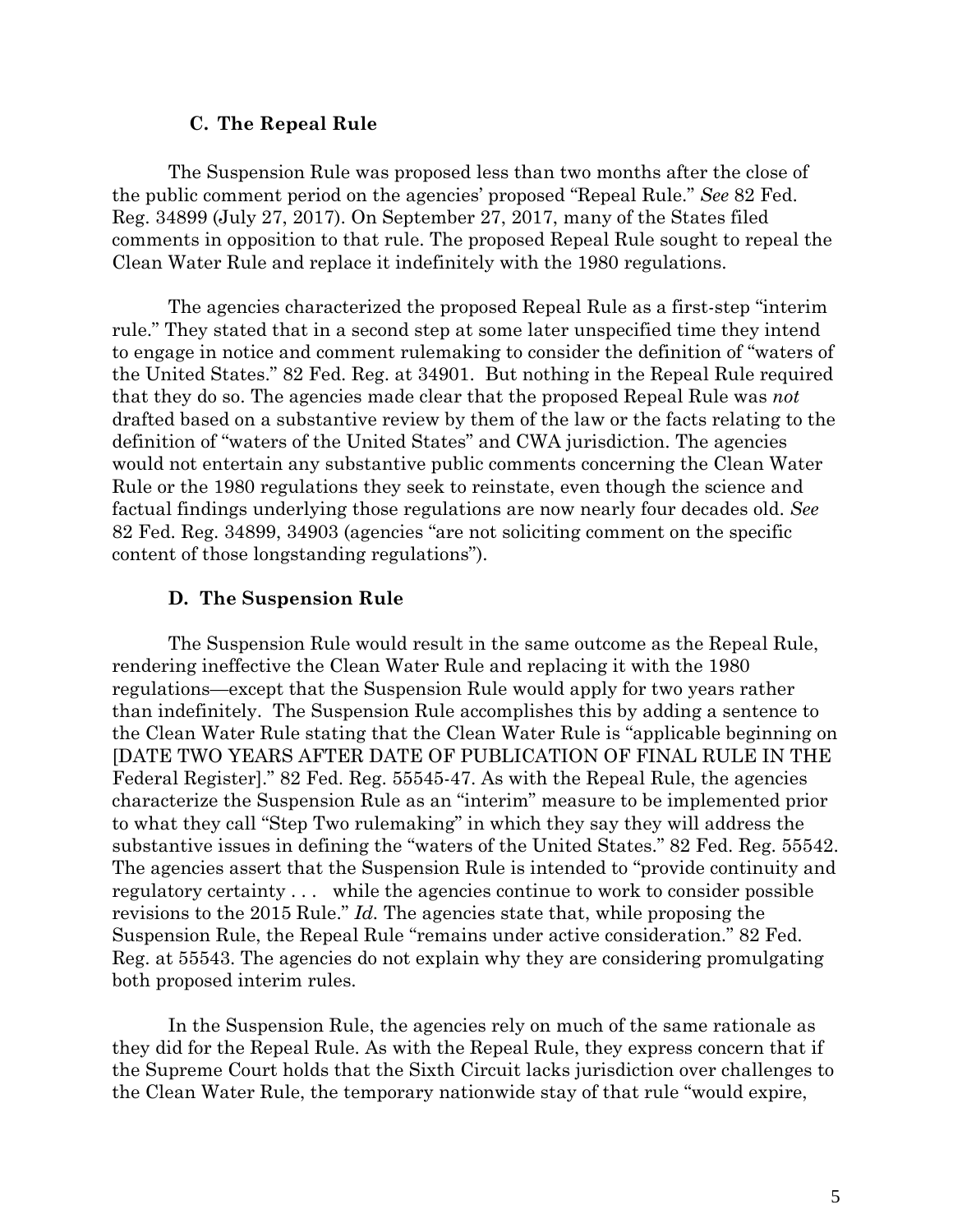### C. The Repeal Rule

The Suspension Rule was proposed less than two months after the close of the public comment period on the agencies' proposed "Repeal Rule." *See* 82 Fed. Reg. 34899 (July 27, 2017). On September 27, 2017, many of the States filed comments in opposition to that rule. The proposed Repeal Rule sought to repeal the Clean Water Rule and replace it indefinitely with the 1980 regulations.

The agencies characterized the proposed Repeal Rule as a first-step "interim rule." They stated that in a second step at some later unspecified time they intend to engage in notice and comment rulemaking to consider the definition of "waters of the United States." 82 Fed. Reg. at 34901. But nothing in the Repeal Rule required that they do so. The agencies made clear that the proposed Repeal Rule was *not* drafted based on a substantive review by them of the law or the facts relating to the definition of "waters of the United States" and CWA jurisdiction. The agencies would not entertain any substantive public comments concerning the Clean Water Rule or the 1980 regulations they seek to reinstate, even though the science and factual findings underlying those regulations are now nearly four decades old. *See* 82 Fed. Reg. 34899, 34903 (agencies "are not soliciting comment on the specific content of those longstanding regulations").

### D. The Suspension Rule

The Suspension Rule would result in the same outcome as the Repeal Rule, rendering ineffective the Clean Water Rule and replacing it with the 1980 regulations—except that the Suspension Rule would apply for two years rather than indefinitely. The Suspension Rule accomplishes this by adding a sentence to the Clean Water Rule stating that the Clean Water Rule is "applicable beginning on [DATE TWO YEARS AFTER DATE OF PUBLICATION OF FINAL RULE IN THE Federal Register]." 82 Fed. Reg. 55545-47. As with the Repeal Rule, the agencies characterize the Suspension Rule as an "interim" measure to be implemented prior to what they call "Step Two rulemaking" in which they say they will address the substantive issues in defining the "waters of the United States." 82 Fed. Reg. 55542. The agencies assert that the Suspension Rule is intended to "provide continuity and regulatory certainty . . . while the agencies continue to work to consider possible revisions to the 2015 Rule." *Id.* The agencies state that, while proposing the Suspension Rule, the Repeal Rule "remains under active consideration." 82 Fed. Reg. at 55543. The agencies do not explain why they are considering promulgating both proposed interim rules.

In the Suspension Rule, the agencies rely on much of the same rationale as they did for the Repeal Rule. As with the Repeal Rule, they express concern that if the Supreme Court holds that the Sixth Circuit lacks jurisdiction over challenges to the Clean Water Rule, the temporary nationwide stay of that rule "would expire,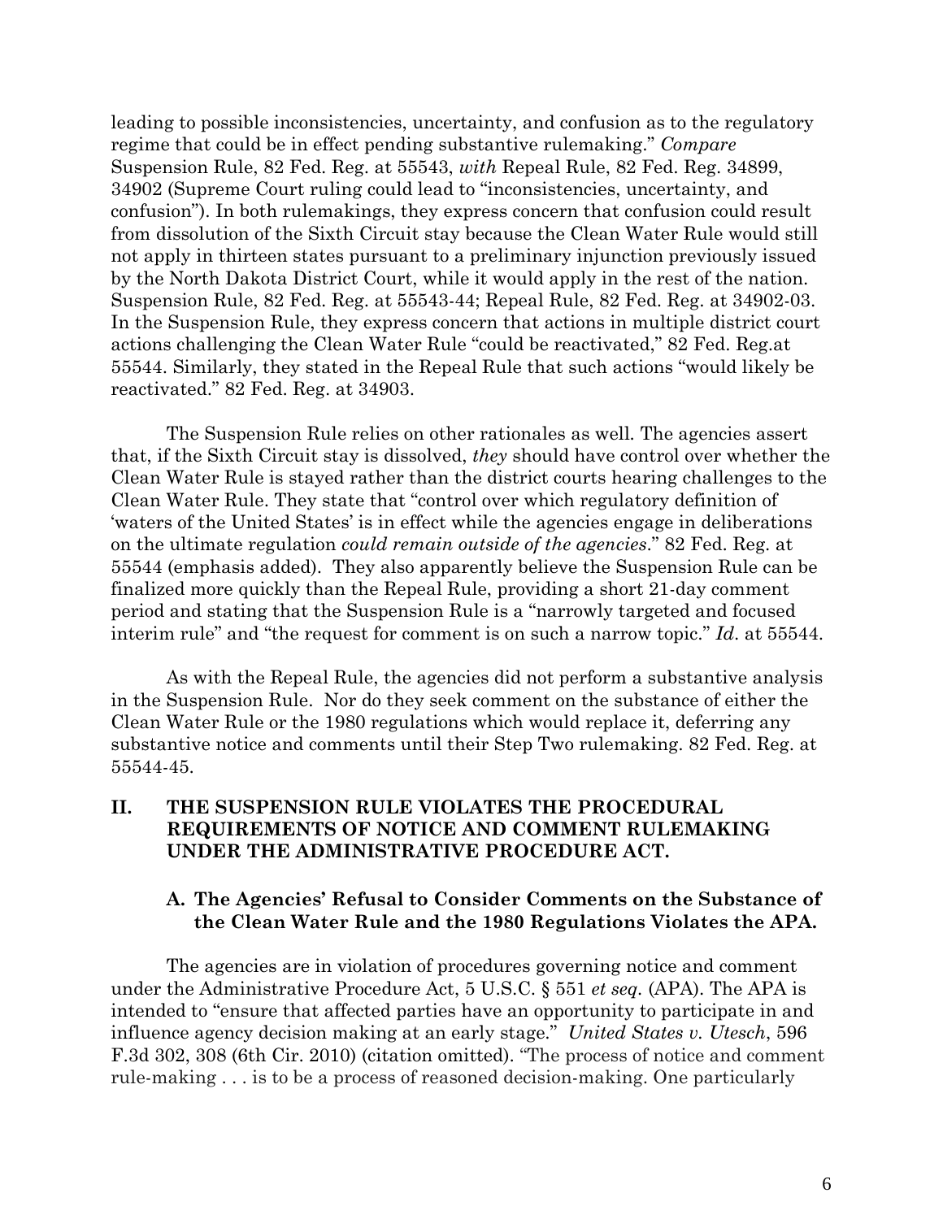leading to possible inconsistencies, uncertainty, and confusion as to the regulatory regime that could be in effect pending substantive rulemaking." *Compare* Suspension Rule, 82 Fed. Reg. at 55543, *with* Repeal Rule, 82 Fed. Reg. 34899, 34902 (Supreme Court ruling could lead to "inconsistencies, uncertainty, and confusion"). In both rulemakings, they express concern that confusion could result from dissolution of the Sixth Circuit stay because the Clean Water Rule would still not apply in thirteen states pursuant to a preliminary injunction previously issued by the North Dakota District Court, while it would apply in the rest of the nation. Suspension Rule, 82 Fed. Reg. at 55543-44; Repeal Rule, 82 Fed. Reg. at 34902-03. In the Suspension Rule, they express concern that actions in multiple district court actions challenging the Clean Water Rule "could be reactivated," 82 Fed. Reg.at 55544. Similarly, they stated in the Repeal Rule that such actions "would likely be reactivated." 82 Fed. Reg. at 34903.

The Suspension Rule relies on other rationales as well. The agencies assert that, if the Sixth Circuit stay is dissolved, *they* should have control over whether the Clean Water Rule is stayed rather than the district courts hearing challenges to the Clean Water Rule. They state that "control over which regulatory definition of 'waters of the United States' is in effect while the agencies engage in deliberations on the ultimate regulation *could remain outside of the agencies*." 82 Fed. Reg. at 55544 (emphasis added). They also apparently believe the Suspension Rule can be finalized more quickly than the Repeal Rule, providing a short 21-day comment period and stating that the Suspension Rule is a "narrowly targeted and focused interim rule" and "the request for comment is on such a narrow topic." *Id*. at 55544.

As with the Repeal Rule, the agencies did not perform a substantive analysis in the Suspension Rule. Nor do they seek comment on the substance of either the Clean Water Rule or the 1980 regulations which would replace it, deferring any substantive notice and comments until their Step Two rulemaking. 82 Fed. Reg. at 55544-45.

## II. THE SUSPENSION RULE VIOLATES THE PROCEDURAL REQUIREMENTS OF NOTICE AND COMMENT RULEMAKING UNDER THE ADMINISTRATIVE PROCEDURE ACT.

### A. The Agencies' Refusal to Consider Comments on the Substance of the Clean Water Rule and the 1980 Regulations Violates the APA.

The agencies are in violation of procedures governing notice and comment under the Administrative Procedure Act, 5 U.S.C. § 551 *et seq.* (APA). The APA is intended to "ensure that affected parties have an opportunity to participate in and influence agency decision making at an early stage." *United States v. Utesch*, 596 F.3d 302, 308 (6th Cir. 2010) (citation omitted). "The process of notice and comment rule-making . . . is to be a process of reasoned decision-making. One particularly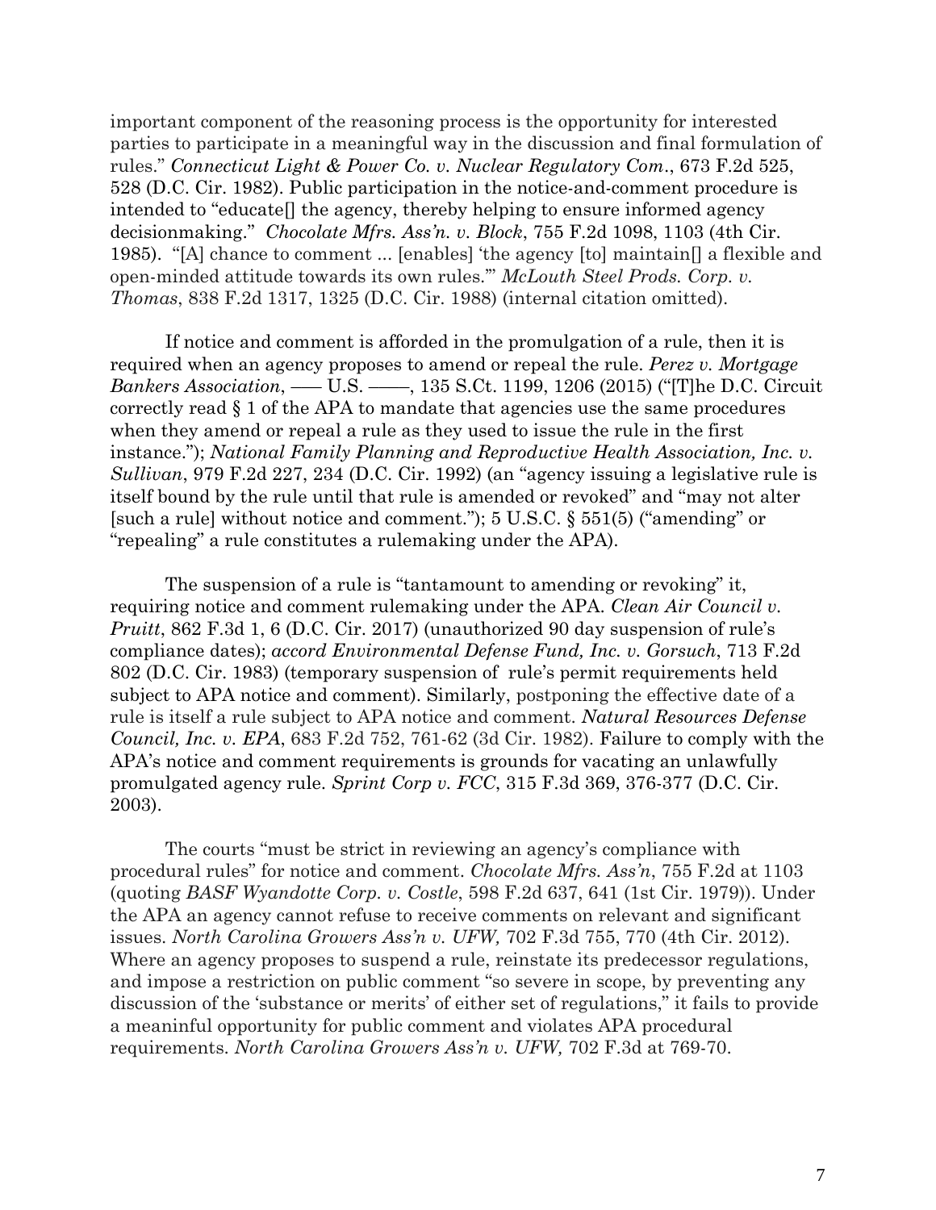important component of the reasoning process is the opportunity for interested parties to participate in a meaningful way in the discussion and final formulation of rules." *Connecticut Light & Power Co. v. Nuclear Regulatory Com*., 673 F.2d 525, 528 (D.C. Cir. 1982). Public participation in the notice-and-comment procedure is intended to "educate[] the agency, thereby helping to ensure informed agency decisionmaking." *Chocolate Mfrs. Ass'n. v. Block*, 755 F.2d 1098, 1103 (4th Cir. 1985). "[A] chance to comment ... [enables] 'the agency [to] maintain[] a flexible and open-minded attitude towards its own rules.'" *McLouth Steel Prods. Corp. v. Thomas*, 838 F.2d 1317, 1325 (D.C. Cir. 1988) (internal citation omitted).

If notice and comment is afforded in the promulgation of a rule, then it is required when an agency proposes to amend or repeal the rule. *Perez v. Mortgage Bankers Association*, ––– U.S. ––––, 135 S.Ct. 1199, 1206 (2015) ("[T]he D.C. Circuit correctly read § 1 of the APA to mandate that agencies use the same procedures when they amend or repeal a rule as they used to issue the rule in the first instance."); *National Family Planning and Reproductive Health Association, Inc. v. Sullivan*, 979 F.2d 227, 234 (D.C. Cir. 1992) (an "agency issuing a legislative rule is itself bound by the rule until that rule is amended or revoked" and "may not alter [such a rule] without notice and comment."); 5 U.S.C. § 551(5) ("amending" or "repealing" a rule constitutes a rulemaking under the APA).

The suspension of a rule is "tantamount to amending or revoking" it, requiring notice and comment rulemaking under the APA. *Clean Air Council v. Pruitt*, 862 F.3d 1, 6 (D.C. Cir. 2017) (unauthorized 90 day suspension of rule's compliance dates); *accord Environmental Defense Fund, Inc. v. Gorsuch*, 713 F.2d 802 (D.C. Cir. 1983) (temporary suspension of rule's permit requirements held subject to APA notice and comment). Similarly, postponing the effective date of a rule is itself a rule subject to APA notice and comment. *Natural Resources Defense Council, Inc. v. EPA*, 683 F.2d 752, 761-62 (3d Cir. 1982). Failure to comply with the APA's notice and comment requirements is grounds for vacating an unlawfully promulgated agency rule. *Sprint Corp v. FCC*, 315 F.3d 369, 376-377 (D.C. Cir. 2003).

The courts "must be strict in reviewing an agency's compliance with procedural rules" for notice and comment. *Chocolate Mfrs. Ass'n*, 755 F.2d at 1103 (quoting *BASF Wyandotte Corp. v. Costle*, 598 F.2d 637, 641 (1st Cir. 1979)). Under the APA an agency cannot refuse to receive comments on relevant and significant issues. *North Carolina Growers Ass'n v. UFW,* 702 F.3d 755, 770 (4th Cir. 2012). Where an agency proposes to suspend a rule, reinstate its predecessor regulations, and impose a restriction on public comment "so severe in scope, by preventing any discussion of the 'substance or merits' of either set of regulations," it fails to provide a meaninful opportunity for public comment and violates APA procedural requirements. *North Carolina Growers Ass'n v. UFW,* 702 F.3d at 769-70.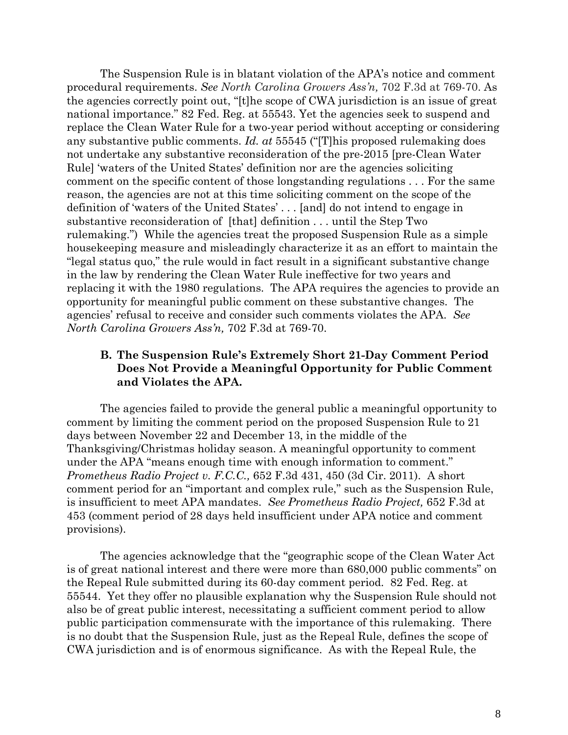The Suspension Rule is in blatant violation of the APA's notice and comment procedural requirements. *See North Carolina Growers Ass'n,* 702 F.3d at 769-70. As the agencies correctly point out, "[t]he scope of CWA jurisdiction is an issue of great national importance." 82 Fed. Reg. at 55543. Yet the agencies seek to suspend and replace the Clean Water Rule for a two-year period without accepting or considering any substantive public comments. *Id. at* 55545 ("[T]his proposed rulemaking does not undertake any substantive reconsideration of the pre-2015 [pre-Clean Water Rule] 'waters of the United States' definition nor are the agencies soliciting comment on the specific content of those longstanding regulations . . . For the same reason, the agencies are not at this time soliciting comment on the scope of the definition of 'waters of the United States' . . . [and] do not intend to engage in substantive reconsideration of [that] definition . . . until the Step Two rulemaking.") While the agencies treat the proposed Suspension Rule as a simple housekeeping measure and misleadingly characterize it as an effort to maintain the "legal status quo," the rule would in fact result in a significant substantive change in the law by rendering the Clean Water Rule ineffective for two years and replacing it with the 1980 regulations. The APA requires the agencies to provide an opportunity for meaningful public comment on these substantive changes. The agencies' refusal to receive and consider such comments violates the APA. *See North Carolina Growers Ass'n,* 702 F.3d at 769-70.

### B. The Suspension Rule's Extremely Short 21-Day Comment Period Does Not Provide a Meaningful Opportunity for Public Comment and Violates the APA.

The agencies failed to provide the general public a meaningful opportunity to comment by limiting the comment period on the proposed Suspension Rule to 21 days between November 22 and December 13, in the middle of the Thanksgiving/Christmas holiday season. A meaningful opportunity to comment under the APA "means enough time with enough information to comment." *Prometheus Radio Project v. F.C.C.,* 652 F.3d 431, 450 (3d Cir. 2011). A short comment period for an "important and complex rule," such as the Suspension Rule, is insufficient to meet APA mandates. *See Prometheus Radio Project,* 652 F.3d at 453 (comment period of 28 days held insufficient under APA notice and comment provisions).

The agencies acknowledge that the "geographic scope of the Clean Water Act is of great national interest and there were more than 680,000 public comments" on the Repeal Rule submitted during its 60-day comment period. 82 Fed. Reg. at 55544. Yet they offer no plausible explanation why the Suspension Rule should not also be of great public interest, necessitating a sufficient comment period to allow public participation commensurate with the importance of this rulemaking. There is no doubt that the Suspension Rule, just as the Repeal Rule, defines the scope of CWA jurisdiction and is of enormous significance. As with the Repeal Rule, the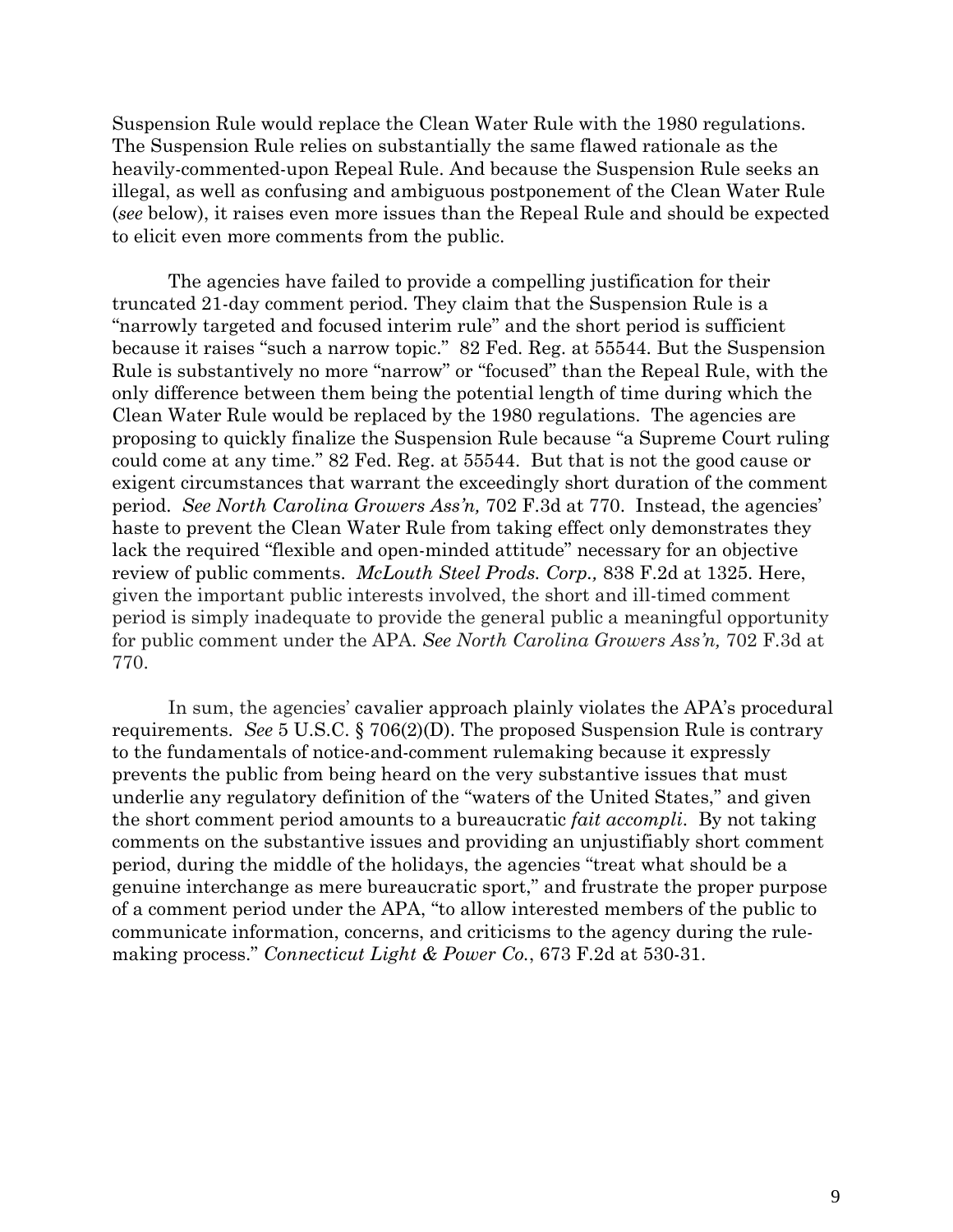Suspension Rule would replace the Clean Water Rule with the 1980 regulations. The Suspension Rule relies on substantially the same flawed rationale as the heavily-commented-upon Repeal Rule. And because the Suspension Rule seeks an illegal, as well as confusing and ambiguous postponement of the Clean Water Rule (*see* below), it raises even more issues than the Repeal Rule and should be expected to elicit even more comments from the public.

The agencies have failed to provide a compelling justification for their truncated 21-day comment period. They claim that the Suspension Rule is a "narrowly targeted and focused interim rule" and the short period is sufficient because it raises "such a narrow topic." 82 Fed. Reg. at 55544. But the Suspension Rule is substantively no more "narrow" or "focused" than the Repeal Rule, with the only difference between them being the potential length of time during which the Clean Water Rule would be replaced by the 1980 regulations. The agencies are proposing to quickly finalize the Suspension Rule because "a Supreme Court ruling could come at any time." 82 Fed. Reg. at 55544. But that is not the good cause or exigent circumstances that warrant the exceedingly short duration of the comment period. *See North Carolina Growers Ass'n,* 702 F.3d at 770. Instead, the agencies' haste to prevent the Clean Water Rule from taking effect only demonstrates they lack the required "flexible and open-minded attitude" necessary for an objective review of public comments. *McLouth Steel Prods. Corp.,* 838 F.2d at 1325. Here, given the important public interests involved, the short and ill-timed comment period is simply inadequate to provide the general public a meaningful opportunity for public comment under the APA. *See North Carolina Growers Ass'n,* 702 F.3d at 770.

In sum, the agencies' cavalier approach plainly violates the APA's procedural requirements. *See* 5 U.S.C. § 706(2)(D). The proposed Suspension Rule is contrary to the fundamentals of notice-and-comment rulemaking because it expressly prevents the public from being heard on the very substantive issues that must underlie any regulatory definition of the "waters of the United States," and given the short comment period amounts to a bureaucratic *fait accompli*. By not taking comments on the substantive issues and providing an unjustifiably short comment period, during the middle of the holidays, the agencies "treat what should be a genuine interchange as mere bureaucratic sport," and frustrate the proper purpose of a comment period under the APA, "to allow interested members of the public to communicate information, concerns, and criticisms to the agency during the rule-making process." *Connecticut Light & Power Co.*, 673 F.2d at 530-31.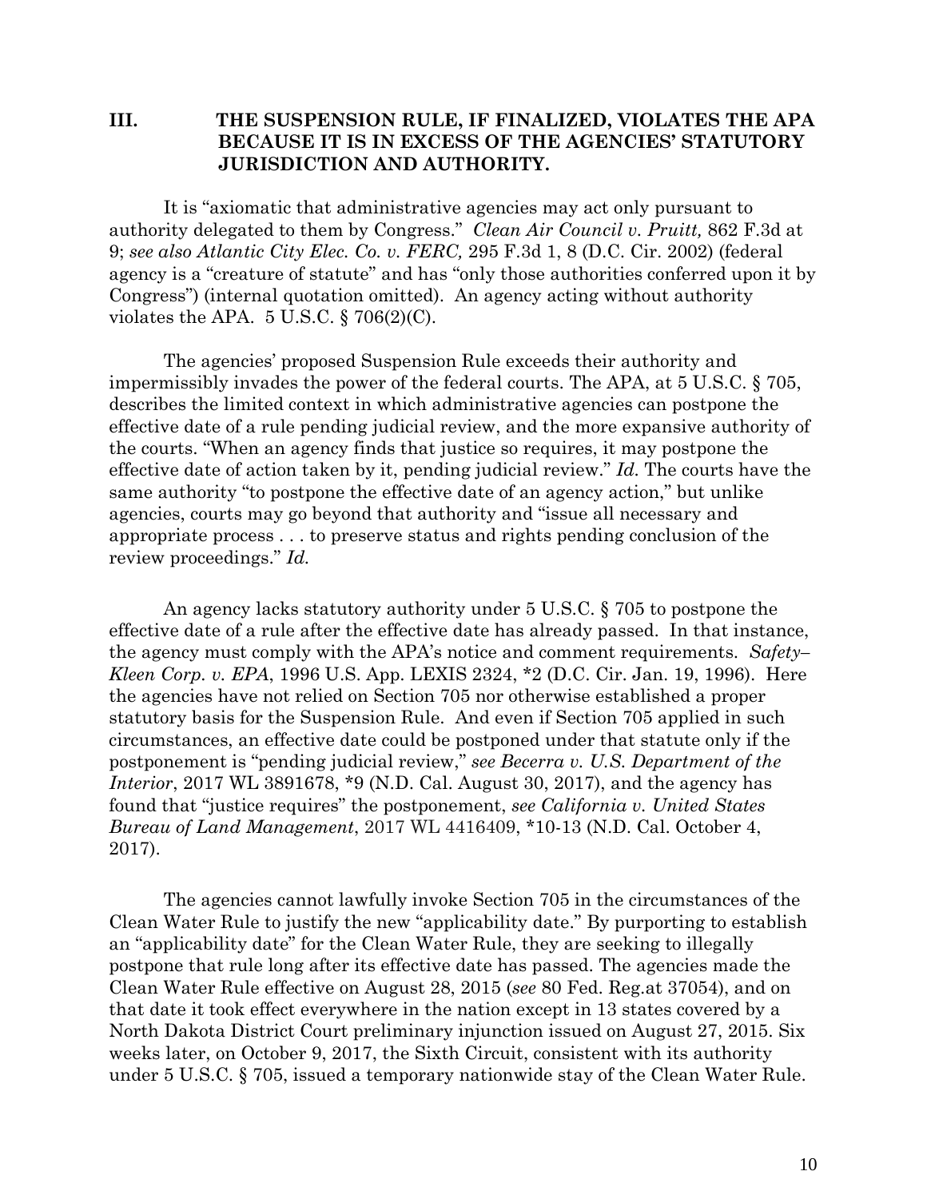## III. THE SUSPENSION RULE, IF FINALIZED, VIOLATES THE APA BECAUSE IT IS IN EXCESS OF THE AGENCIES' STATUTORY JURISDICTION AND AUTHORITY.

It is "axiomatic that administrative agencies may act only pursuant to authority delegated to them by Congress." *Clean Air Council v. Pruitt,* 862 F.3d at 9; *see also Atlantic City Elec. Co. v. FERC,* 295 F.3d 1, 8 (D.C. Cir. 2002) (federal agency is a "creature of statute" and has "only those authorities conferred upon it by Congress") (internal quotation omitted). An agency acting without authority violates the APA. 5 U.S.C. § 706(2)(C).

The agencies' proposed Suspension Rule exceeds their authority and impermissibly invades the power of the federal courts. The APA, at 5 U.S.C. § 705, describes the limited context in which administrative agencies can postpone the effective date of a rule pending judicial review, and the more expansive authority of the courts. "When an agency finds that justice so requires, it may postpone the effective date of action taken by it, pending judicial review." *Id.* The courts have the same authority "to postpone the effective date of an agency action," but unlike agencies, courts may go beyond that authority and "issue all necessary and appropriate process . . . to preserve status and rights pending conclusion of the review proceedings." *Id.*

An agency lacks statutory authority under 5 U.S.C. § 705 to postpone the effective date of a rule after the effective date has already passed. In that instance, the agency must comply with the APA's notice and comment requirements. *Safety–Kleen Corp. v. EPA*, 1996 U.S. App. LEXIS 2324, *2 (D.C. Cir. Jan. 19, 1996). Here the agencies have not relied on Section 705 nor otherwise established a proper statutory basis for the Suspension Rule. And even if Section 705 applied in such circumstances, an effective date could be postponed under that statute only if the postponement is "pending judicial review," *see Becerra v. U.S. Department of the Interior*, 2017 WL 3891678, *9 (N.D. Cal. August 30, 2017), and the agency has found that "justice requires" the postponement, *see California v. United States Bureau of Land Management*, 2017 WL 4416409, *10-13 (N.D. Cal. October 4, 2017).

The agencies cannot lawfully invoke Section 705 in the circumstances of the Clean Water Rule to justify the new "applicability date." By purporting to establish an "applicability date" for the Clean Water Rule, they are seeking to illegally postpone that rule long after its effective date has passed. The agencies made the Clean Water Rule effective on August 28, 2015 (*see* 80 Fed. Reg.at 37054), and on that date it took effect everywhere in the nation except in 13 states covered by a North Dakota District Court preliminary injunction issued on August 27, 2015. Six weeks later, on October 9, 2017, the Sixth Circuit, consistent with its authority under 5 U.S.C. § 705, issued a temporary nationwide stay of the Clean Water Rule.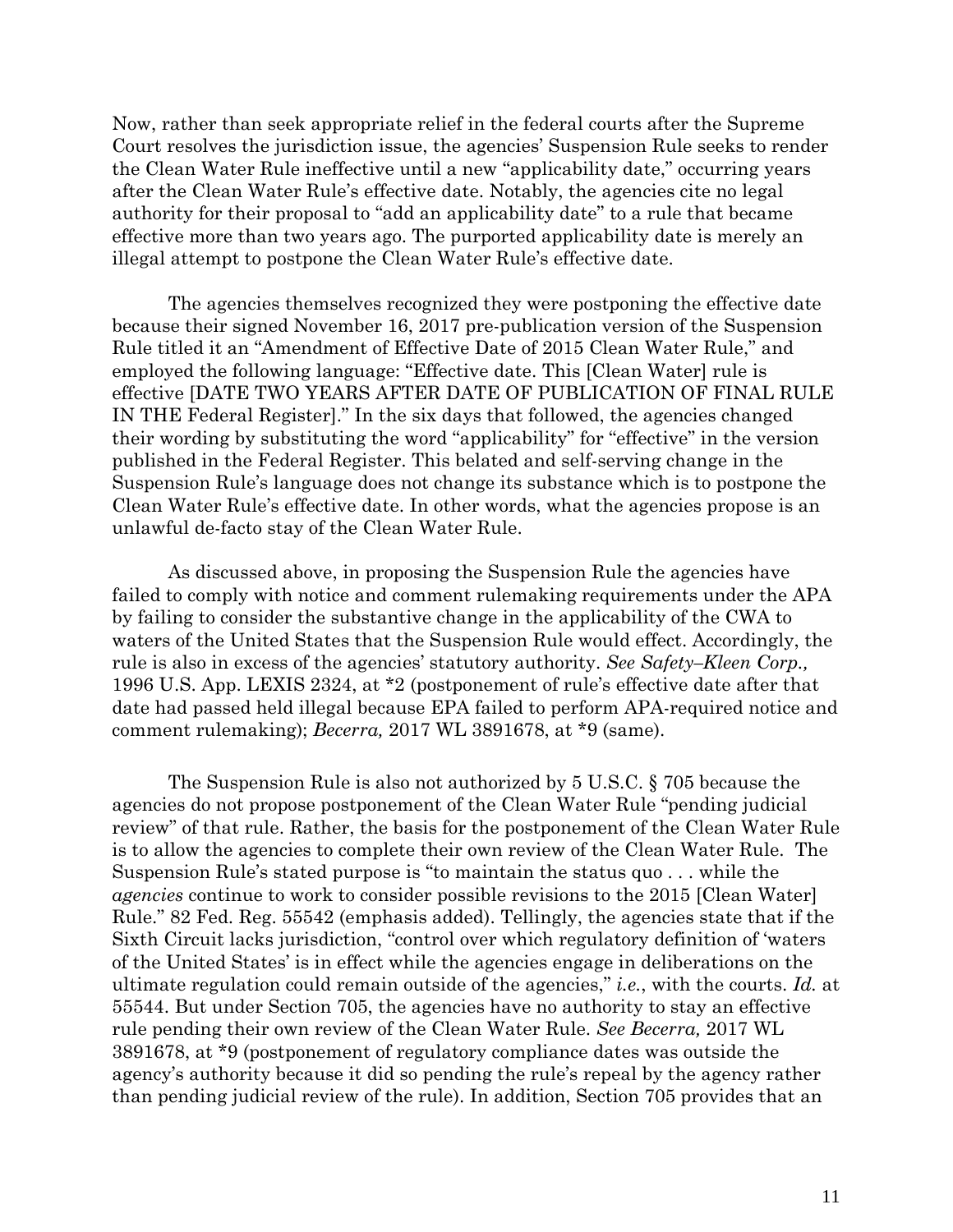Now, rather than seek appropriate relief in the federal courts after the Supreme Court resolves the jurisdiction issue, the agencies' Suspension Rule seeks to render the Clean Water Rule ineffective until a new "applicability date," occurring years after the Clean Water Rule's effective date. Notably, the agencies cite no legal authority for their proposal to "add an applicability date" to a rule that became effective more than two years ago. The purported applicability date is merely an illegal attempt to postpone the Clean Water Rule's effective date.

The agencies themselves recognized they were postponing the effective date because their signed November 16, 2017 pre-publication version of the Suspension Rule titled it an "Amendment of Effective Date of 2015 Clean Water Rule," and employed the following language: "Effective date. This [Clean Water] rule is effective [DATE TWO YEARS AFTER DATE OF PUBLICATION OF FINAL RULE IN THE Federal Register]." In the six days that followed, the agencies changed their wording by substituting the word "applicability" for "effective" in the version published in the Federal Register. This belated and self-serving change in the Suspension Rule's language does not change its substance which is to postpone the Clean Water Rule's effective date. In other words, what the agencies propose is an unlawful de-facto stay of the Clean Water Rule.

As discussed above, in proposing the Suspension Rule the agencies have failed to comply with notice and comment rulemaking requirements under the APA by failing to consider the substantive change in the applicability of the CWA to waters of the United States that the Suspension Rule would effect. Accordingly, the rule is also in excess of the agencies' statutory authority. *See Safety–Kleen Corp.,* 1996 U.S. App. LEXIS 2324, at *2 (postponement of rule's effective date after that date had passed held illegal because EPA failed to perform APA-required notice and comment rulemaking); *Becerra,* 2017 WL 3891678, at *9 (same).

The Suspension Rule is also not authorized by 5 U.S.C. § 705 because the agencies do not propose postponement of the Clean Water Rule "pending judicial review" of that rule. Rather, the basis for the postponement of the Clean Water Rule is to allow the agencies to complete their own review of the Clean Water Rule. The Suspension Rule's stated purpose is "to maintain the status quo . . . while the *agencies* continue to work to consider possible revisions to the 2015 [Clean Water] Rule." 82 Fed. Reg. 55542 (emphasis added). Tellingly, the agencies state that if the Sixth Circuit lacks jurisdiction, "control over which regulatory definition of 'waters of the United States' is in effect while the agencies engage in deliberations on the ultimate regulation could remain outside of the agencies," *i.e.*, with the courts. *Id.* at 55544. But under Section 705, the agencies have no authority to stay an effective rule pending their own review of the Clean Water Rule. *See Becerra,* 2017 WL 3891678, at *9 (postponement of regulatory compliance dates was outside the agency's authority because it did so pending the rule's repeal by the agency rather than pending judicial review of the rule). In addition, Section 705 provides that an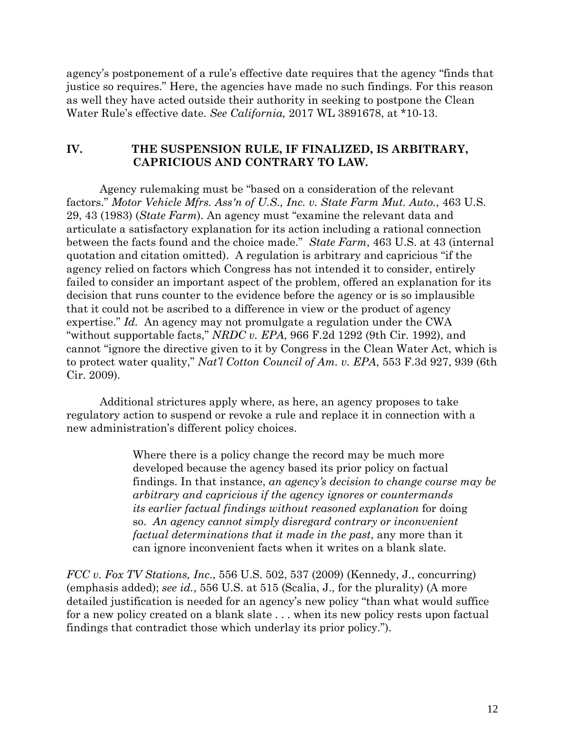agency's postponement of a rule's effective date requires that the agency "finds that justice so requires." Here, the agencies have made no such findings. For this reason as well they have acted outside their authority in seeking to postpone the Clean Water Rule's effective date. *See California,* 2017 WL 3891678, at *10-13.

## IV. THE SUSPENSION RULE, IF FINALIZED, IS ARBITRARY, CAPRICIOUS AND CONTRARY TO LAW.

Agency rulemaking must be "based on a consideration of the relevant factors." *Motor Vehicle Mfrs. Ass'n of U.S., Inc. v. State Farm Mut. Auto.*, 463 U.S. 29, 43 (1983) (*State Farm*). An agency must "examine the relevant data and articulate a satisfactory explanation for its action including a rational connection between the facts found and the choice made." *State Farm*, 463 U.S. at 43 (internal quotation and citation omitted). A regulation is arbitrary and capricious "if the agency relied on factors which Congress has not intended it to consider, entirely failed to consider an important aspect of the problem, offered an explanation for its decision that runs counter to the evidence before the agency or is so implausible that it could not be ascribed to a difference in view or the product of agency expertise." *Id.* An agency may not promulgate a regulation under the CWA "without supportable facts," *NRDC v. EPA*, 966 F.2d 1292 (9th Cir. 1992), and cannot "ignore the directive given to it by Congress in the Clean Water Act, which is to protect water quality," *Nat'l Cotton Council of Am. v. EPA*, 553 F.3d 927, 939 (6th Cir. 2009).

Additional strictures apply where, as here, an agency proposes to take regulatory action to suspend or revoke a rule and replace it in connection with a new administration's different policy choices.

> Where there is a policy change the record may be much more developed because the agency based its prior policy on factual findings. In that instance, *an agency's decision to change course may be arbitrary and capricious if the agency ignores or countermands its earlier factual findings without reasoned explanation* for doing so. *An agency cannot simply disregard contrary or inconvenient factual determinations that it made in the past*, any more than it can ignore inconvenient facts when it writes on a blank slate.

*FCC v. Fox TV Stations, Inc*., 556 U.S. 502, 537 (2009) (Kennedy, J., concurring) (emphasis added); *see id.*, 556 U.S. at 515 (Scalia, J., for the plurality) (A more detailed justification is needed for an agency's new policy "than what would suffice for a new policy created on a blank slate . . . when its new policy rests upon factual findings that contradict those which underlay its prior policy.").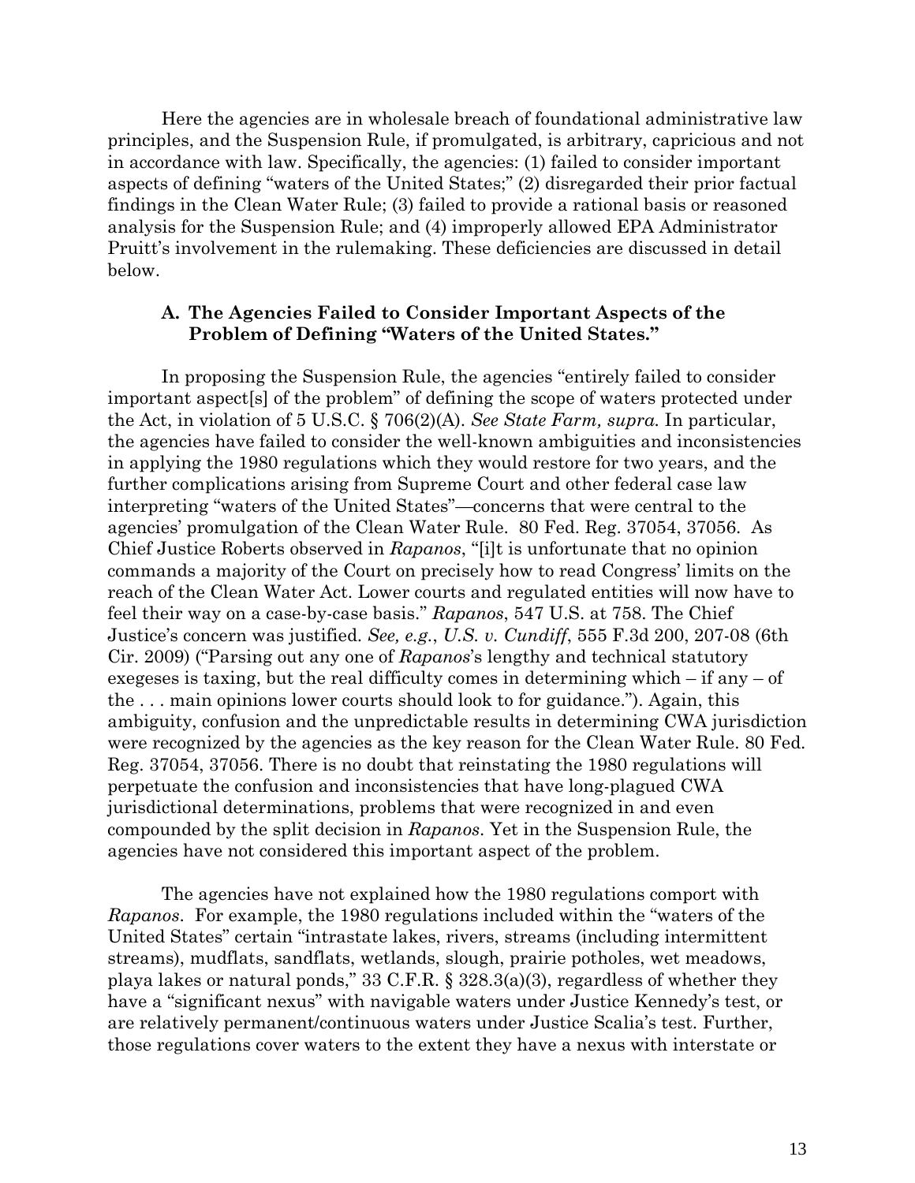Here the agencies are in wholesale breach of foundational administrative law principles, and the Suspension Rule, if promulgated, is arbitrary, capricious and not in accordance with law. Specifically, the agencies: (1) failed to consider important aspects of defining "waters of the United States;" (2) disregarded their prior factual findings in the Clean Water Rule; (3) failed to provide a rational basis or reasoned analysis for the Suspension Rule; and (4) improperly allowed EPA Administrator Pruitt's involvement in the rulemaking. These deficiencies are discussed in detail below.

### A. The Agencies Failed to Consider Important Aspects of the Problem of Defining "Waters of the United States."

In proposing the Suspension Rule, the agencies "entirely failed to consider important aspect[s] of the problem" of defining the scope of waters protected under the Act, in violation of 5 U.S.C. § 706(2)(A). *See State Farm, supra.* In particular, the agencies have failed to consider the well-known ambiguities and inconsistencies in applying the 1980 regulations which they would restore for two years, and the further complications arising from Supreme Court and other federal case law interpreting "waters of the United States"—concerns that were central to the agencies' promulgation of the Clean Water Rule. 80 Fed. Reg. 37054, 37056. As Chief Justice Roberts observed in *Rapanos*, "[i]t is unfortunate that no opinion commands a majority of the Court on precisely how to read Congress' limits on the reach of the Clean Water Act. Lower courts and regulated entities will now have to feel their way on a case-by-case basis." *Rapanos*, 547 U.S. at 758. The Chief Justice's concern was justified. *See, e.g.*, *U.S. v. Cundiff*, 555 F.3d 200, 207-08 (6th Cir. 2009) ("Parsing out any one of *Rapanos*'s lengthy and technical statutory exegeses is taxing, but the real difficulty comes in determining which – if any – of the . . . main opinions lower courts should look to for guidance."). Again, this ambiguity, confusion and the unpredictable results in determining CWA jurisdiction were recognized by the agencies as the key reason for the Clean Water Rule. 80 Fed. Reg. 37054, 37056. There is no doubt that reinstating the 1980 regulations will perpetuate the confusion and inconsistencies that have long-plagued CWA jurisdictional determinations, problems that were recognized in and even compounded by the split decision in *Rapanos*. Yet in the Suspension Rule, the agencies have not considered this important aspect of the problem.

The agencies have not explained how the 1980 regulations comport with *Rapanos*. For example, the 1980 regulations included within the "waters of the United States" certain "intrastate lakes, rivers, streams (including intermittent streams), mudflats, sandflats, wetlands, slough, prairie potholes, wet meadows, playa lakes or natural ponds," 33 C.F.R. § 328.3(a)(3), regardless of whether they have a "significant nexus" with navigable waters under Justice Kennedy's test, or are relatively permanent/continuous waters under Justice Scalia's test. Further, those regulations cover waters to the extent they have a nexus with interstate or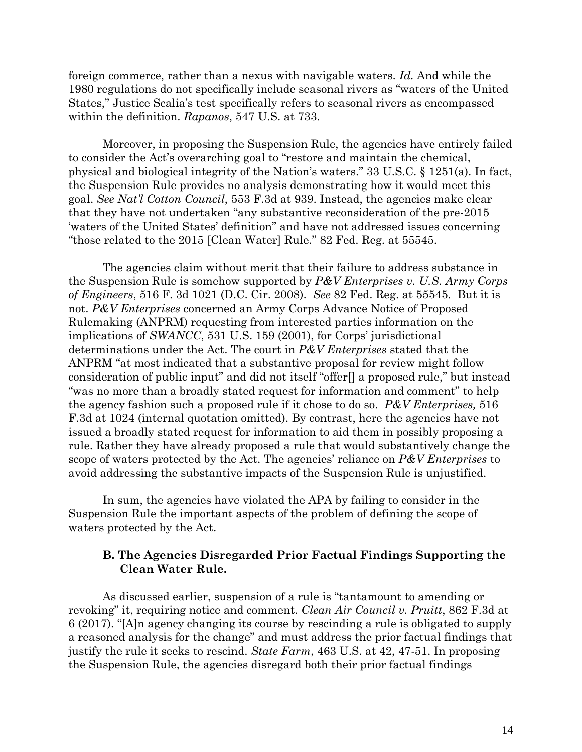foreign commerce, rather than a nexus with navigable waters. *Id.* And while the 1980 regulations do not specifically include seasonal rivers as "waters of the United States," Justice Scalia's test specifically refers to seasonal rivers as encompassed within the definition. *Rapanos*, 547 U.S. at 733.

Moreover, in proposing the Suspension Rule, the agencies have entirely failed to consider the Act's overarching goal to "restore and maintain the chemical, physical and biological integrity of the Nation's waters." 33 U.S.C. § 1251(a). In fact, the Suspension Rule provides no analysis demonstrating how it would meet this goal. *See Nat'l Cotton Council*, 553 F.3d at 939. Instead, the agencies make clear that they have not undertaken "any substantive reconsideration of the pre-2015 'waters of the United States' definition" and have not addressed issues concerning "those related to the 2015 [Clean Water] Rule." 82 Fed. Reg. at 55545.

The agencies claim without merit that their failure to address substance in the Suspension Rule is somehow supported by *P&V Enterprises v. U.S. Army Corps of Engineers*, 516 F. 3d 1021 (D.C. Cir. 2008). *See* 82 Fed. Reg. at 55545. But it is not. *P&V Enterprises* concerned an Army Corps Advance Notice of Proposed Rulemaking (ANPRM) requesting from interested parties information on the implications of *SWANCC*, 531 U.S. 159 (2001), for Corps' jurisdictional determinations under the Act. The court in *P&V Enterprises* stated that the ANPRM "at most indicated that a substantive proposal for review might follow consideration of public input" and did not itself "offer[] a proposed rule," but instead "was no more than a broadly stated request for information and comment" to help the agency fashion such a proposed rule if it chose to do so. *P&V Enterprises,* 516 F.3d at 1024 (internal quotation omitted). By contrast, here the agencies have not issued a broadly stated request for information to aid them in possibly proposing a rule. Rather they have already proposed a rule that would substantively change the scope of waters protected by the Act. The agencies' reliance on *P&V Enterprises* to avoid addressing the substantive impacts of the Suspension Rule is unjustified.

In sum, the agencies have violated the APA by failing to consider in the Suspension Rule the important aspects of the problem of defining the scope of waters protected by the Act.

### B. The Agencies Disregarded Prior Factual Findings Supporting the Clean Water Rule.

As discussed earlier, suspension of a rule is "tantamount to amending or revoking" it, requiring notice and comment. *Clean Air Council v. Pruitt*, 862 F.3d at 6 (2017). "[A]n agency changing its course by rescinding a rule is obligated to supply a reasoned analysis for the change" and must address the prior factual findings that justify the rule it seeks to rescind. *State Farm*, 463 U.S. at 42, 47-51. In proposing the Suspension Rule, the agencies disregard both their prior factual findings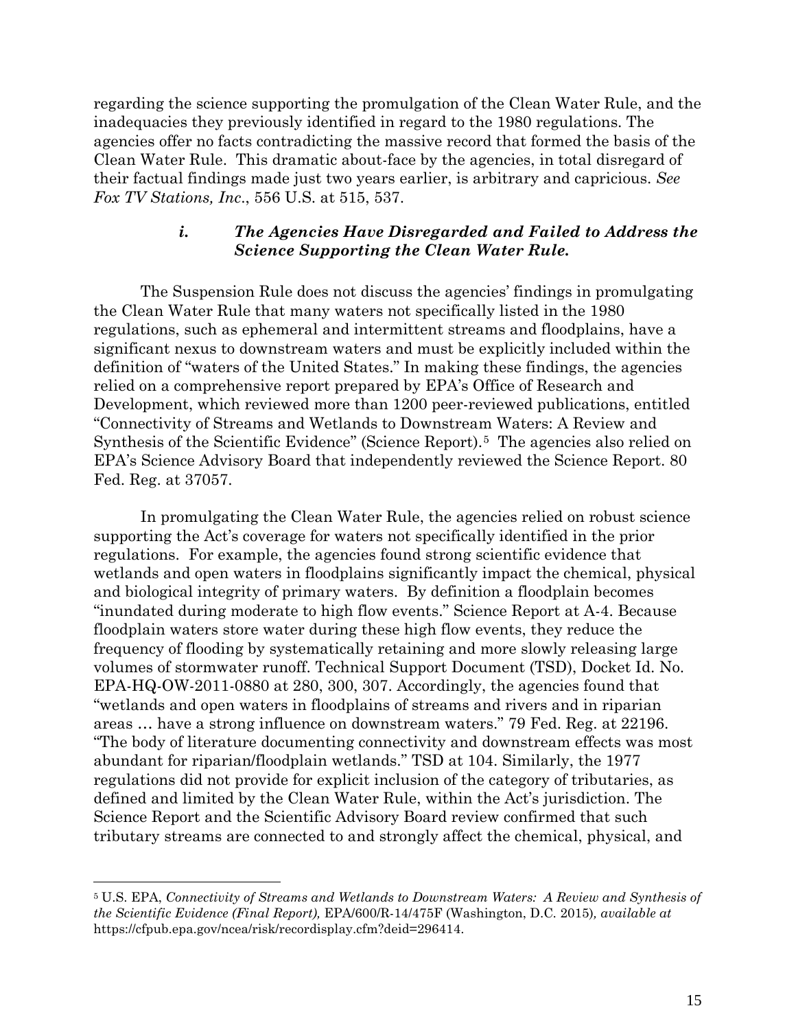regarding the science supporting the promulgation of the Clean Water Rule, and the inadequacies they previously identified in regard to the 1980 regulations. The agencies offer no facts contradicting the massive record that formed the basis of the Clean Water Rule. This dramatic about-face by the agencies, in total disregard of their factual findings made just two years earlier, is arbitrary and capricious. *See Fox TV Stations, Inc*., 556 U.S. at 515, 537.

#### *i. The Agencies Have Disregarded and Failed to Address the Science Supporting the Clean Water Rule.*

The Suspension Rule does not discuss the agencies' findings in promulgating the Clean Water Rule that many waters not specifically listed in the 1980 regulations, such as ephemeral and intermittent streams and floodplains, have a significant nexus to downstream waters and must be explicitly included within the definition of "waters of the United States." In making these findings, the agencies relied on a comprehensive report prepared by EPA's Office of Research and Development, which reviewed more than 1200 peer-reviewed publications, entitled "Connectivity of Streams and Wetlands to Downstream Waters: A Review and Synthesis of the Scientific Evidence" (Science Report).[5] The agencies also relied on EPA's Science Advisory Board that independently reviewed the Science Report. 80 Fed. Reg. at 37057.

In promulgating the Clean Water Rule, the agencies relied on robust science supporting the Act's coverage for waters not specifically identified in the prior regulations. For example, the agencies found strong scientific evidence that wetlands and open waters in floodplains significantly impact the chemical, physical and biological integrity of primary waters. By definition a floodplain becomes "inundated during moderate to high flow events." Science Report at A-4. Because floodplain waters store water during these high flow events, they reduce the frequency of flooding by systematically retaining and more slowly releasing large volumes of stormwater runoff. Technical Support Document (TSD), Docket Id. No. EPA-HQ-OW-2011-0880 at 280, 300, 307. Accordingly, the agencies found that "wetlands and open waters in floodplains of streams and rivers and in riparian areas … have a strong influence on downstream waters." 79 Fed. Reg. at 22196. "The body of literature documenting connectivity and downstream effects was most abundant for riparian/floodplain wetlands." TSD at 104. Similarly, the 1977 regulations did not provide for explicit inclusion of the category of tributaries, as defined and limited by the Clean Water Rule, within the Act's jurisdiction. The Science Report and the Scientific Advisory Board review confirmed that such tributary streams are connected to and strongly affect the chemical, physical, and

---

[5] U.S. EPA, *Connectivity of Streams and Wetlands to Downstream Waters: A Review and Synthesis of the Scientific Evidence (Final Report),* EPA/600/R-14/475F (Washington, D.C. 2015)*, available at* https://cfpub.epa.gov/ncea/risk/recordisplay.cfm?deid=296414.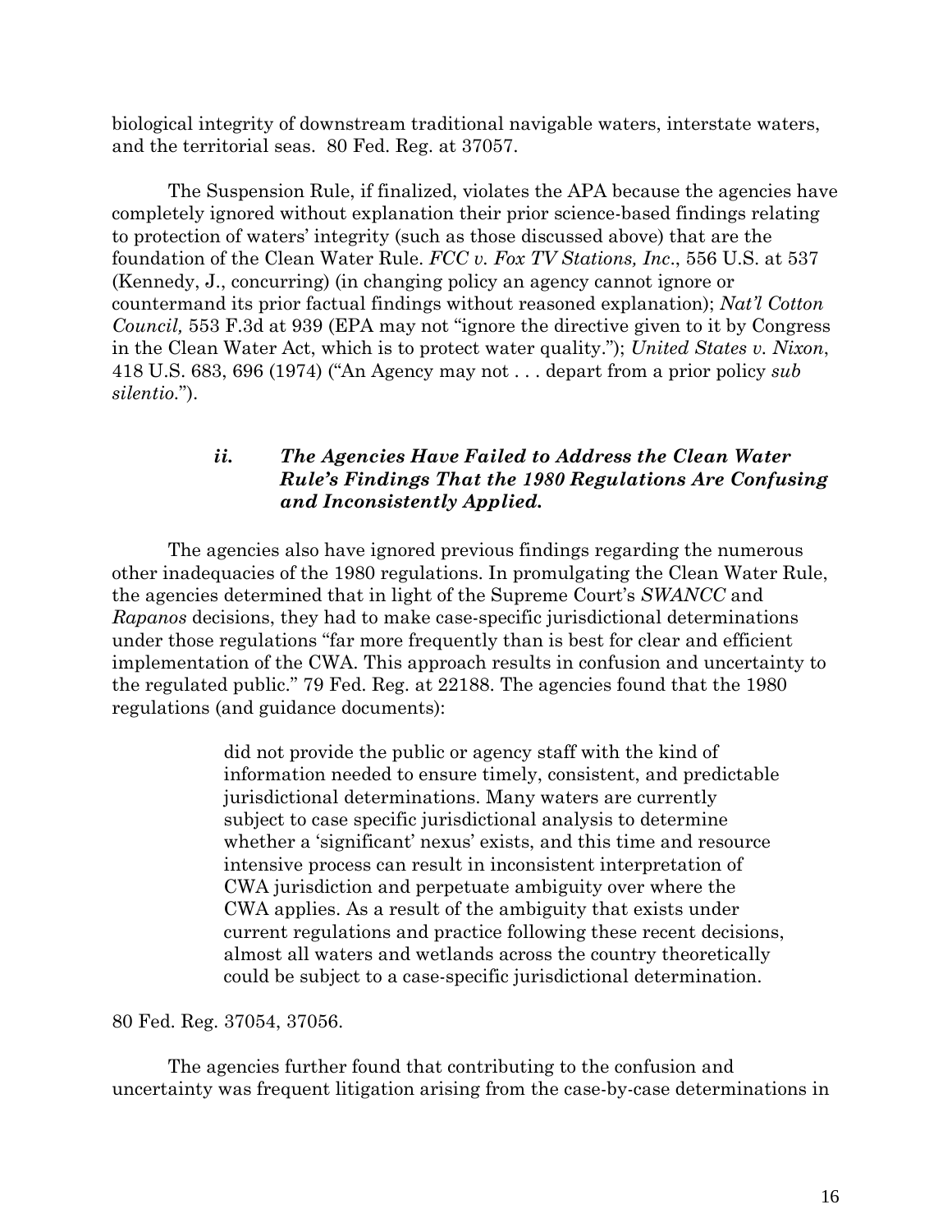biological integrity of downstream traditional navigable waters, interstate waters, and the territorial seas. 80 Fed. Reg. at 37057.

The Suspension Rule, if finalized, violates the APA because the agencies have completely ignored without explanation their prior science-based findings relating to protection of waters' integrity (such as those discussed above) that are the foundation of the Clean Water Rule. *FCC v. Fox TV Stations, Inc*., 556 U.S. at 537 (Kennedy, J., concurring) (in changing policy an agency cannot ignore or countermand its prior factual findings without reasoned explanation); *Nat'l Cotton Council,* 553 F.3d at 939 (EPA may not "ignore the directive given to it by Congress in the Clean Water Act, which is to protect water quality."); *United States v. Nixon*, 418 U.S. 683, 696 (1974) ("An Agency may not . . . depart from a prior policy *sub silentio*.").

### *ii. The Agencies Have Failed to Address the Clean Water Rule's Findings That the 1980 Regulations Are Confusing and Inconsistently Applied.*

The agencies also have ignored previous findings regarding the numerous other inadequacies of the 1980 regulations. In promulgating the Clean Water Rule, the agencies determined that in light of the Supreme Court's *SWANCC* and *Rapanos* decisions, they had to make case-specific jurisdictional determinations under those regulations "far more frequently than is best for clear and efficient implementation of the CWA. This approach results in confusion and uncertainty to the regulated public." 79 Fed. Reg. at 22188. The agencies found that the 1980 regulations (and guidance documents):

> did not provide the public or agency staff with the kind of information needed to ensure timely, consistent, and predictable jurisdictional determinations. Many waters are currently subject to case specific jurisdictional analysis to determine whether a 'significant' nexus' exists, and this time and resource intensive process can result in inconsistent interpretation of CWA jurisdiction and perpetuate ambiguity over where the CWA applies. As a result of the ambiguity that exists under current regulations and practice following these recent decisions, almost all waters and wetlands across the country theoretically could be subject to a case-specific jurisdictional determination.

80 Fed. Reg. 37054, 37056.

The agencies further found that contributing to the confusion and uncertainty was frequent litigation arising from the case-by-case determinations in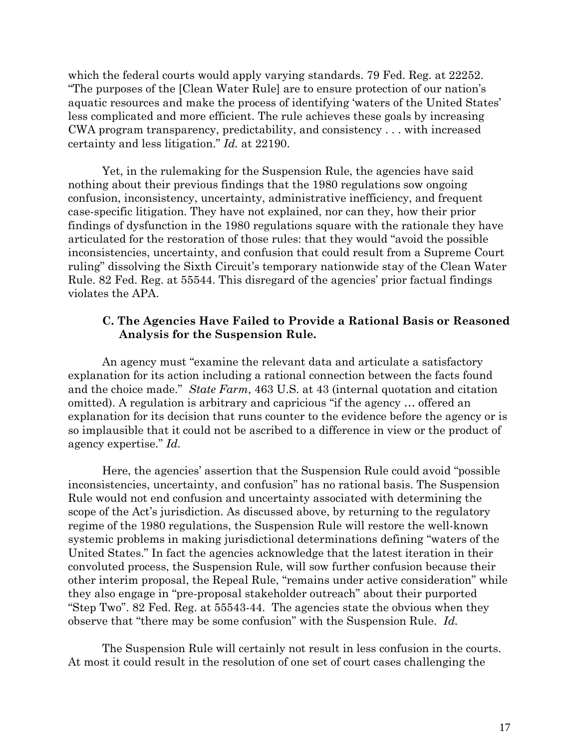which the federal courts would apply varying standards. 79 Fed. Reg. at 22252. "The purposes of the [Clean Water Rule] are to ensure protection of our nation's aquatic resources and make the process of identifying 'waters of the United States' less complicated and more efficient. The rule achieves these goals by increasing CWA program transparency, predictability, and consistency . . . with increased certainty and less litigation." *Id.* at 22190.

Yet, in the rulemaking for the Suspension Rule, the agencies have said nothing about their previous findings that the 1980 regulations sow ongoing confusion, inconsistency, uncertainty, administrative inefficiency, and frequent case-specific litigation. They have not explained, nor can they, how their prior findings of dysfunction in the 1980 regulations square with the rationale they have articulated for the restoration of those rules: that they would "avoid the possible inconsistencies, uncertainty, and confusion that could result from a Supreme Court ruling" dissolving the Sixth Circuit's temporary nationwide stay of the Clean Water Rule. 82 Fed. Reg. at 55544. This disregard of the agencies' prior factual findings violates the APA.

### C. The Agencies Have Failed to Provide a Rational Basis or Reasoned Analysis for the Suspension Rule.

An agency must "examine the relevant data and articulate a satisfactory explanation for its action including a rational connection between the facts found and the choice made." *State Farm*, 463 U.S. at 43 (internal quotation and citation omitted). A regulation is arbitrary and capricious "if the agency … offered an explanation for its decision that runs counter to the evidence before the agency or is so implausible that it could not be ascribed to a difference in view or the product of agency expertise." *Id.*

Here, the agencies' assertion that the Suspension Rule could avoid "possible inconsistencies, uncertainty, and confusion" has no rational basis. The Suspension Rule would not end confusion and uncertainty associated with determining the scope of the Act's jurisdiction. As discussed above, by returning to the regulatory regime of the 1980 regulations, the Suspension Rule will restore the well-known systemic problems in making jurisdictional determinations defining "waters of the United States." In fact the agencies acknowledge that the latest iteration in their convoluted process, the Suspension Rule, will sow further confusion because their other interim proposal, the Repeal Rule, "remains under active consideration" while they also engage in "pre-proposal stakeholder outreach" about their purported "Step Two". 82 Fed. Reg. at 55543-44. The agencies state the obvious when they observe that "there may be some confusion" with the Suspension Rule. *Id.*

The Suspension Rule will certainly not result in less confusion in the courts. At most it could result in the resolution of one set of court cases challenging the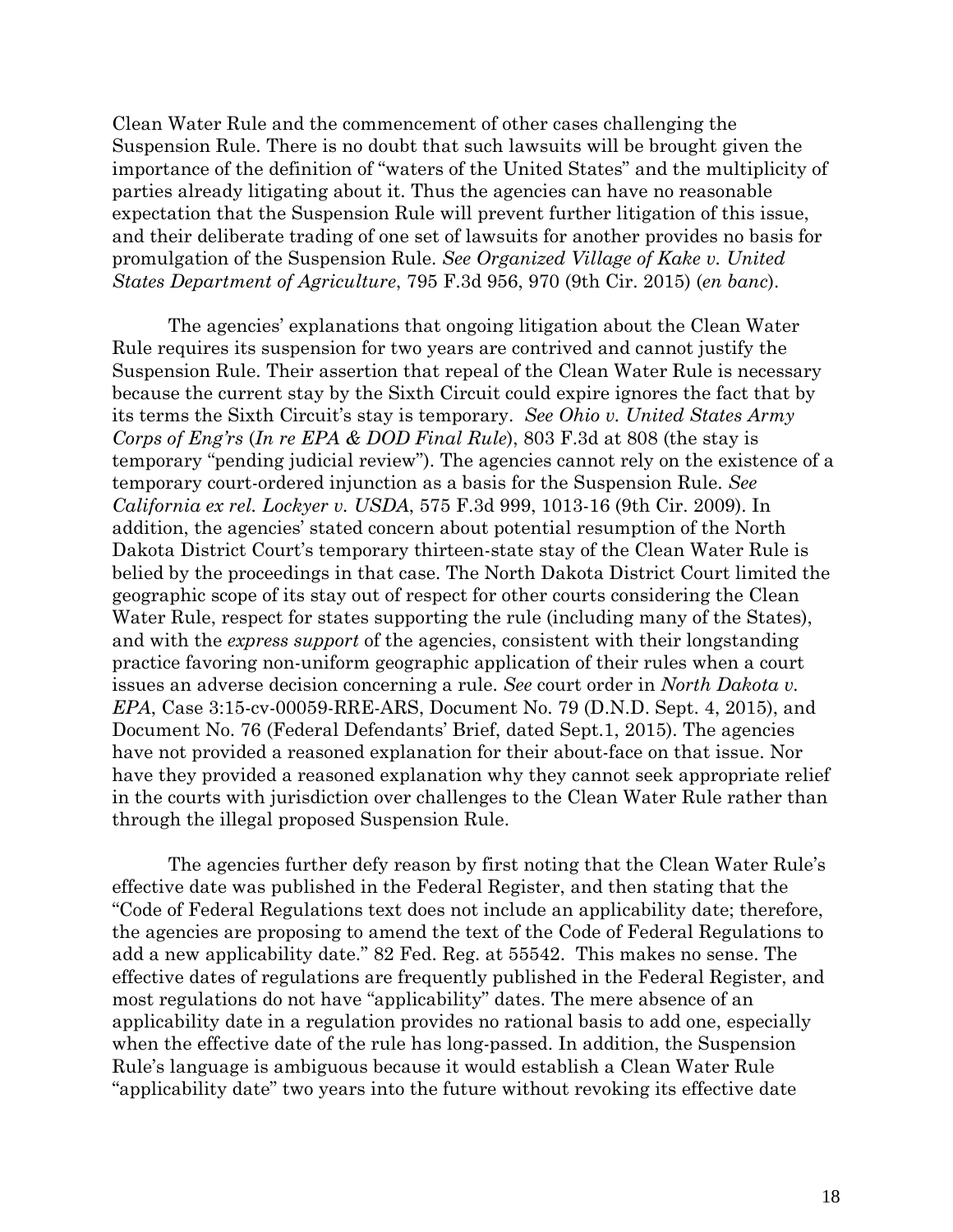Clean Water Rule and the commencement of other cases challenging the Suspension Rule. There is no doubt that such lawsuits will be brought given the importance of the definition of "waters of the United States" and the multiplicity of parties already litigating about it. Thus the agencies can have no reasonable expectation that the Suspension Rule will prevent further litigation of this issue, and their deliberate trading of one set of lawsuits for another provides no basis for promulgation of the Suspension Rule. *See Organized Village of Kake v. United States Department of Agriculture*, 795 F.3d 956, 970 (9th Cir. 2015) (*en banc*).

The agencies' explanations that ongoing litigation about the Clean Water Rule requires its suspension for two years are contrived and cannot justify the Suspension Rule. Their assertion that repeal of the Clean Water Rule is necessary because the current stay by the Sixth Circuit could expire ignores the fact that by its terms the Sixth Circuit's stay is temporary. *See Ohio v. United States Army Corps of Eng'rs* (*In re EPA & DOD Final Rule*), 803 F.3d at 808 (the stay is temporary "pending judicial review"). The agencies cannot rely on the existence of a temporary court-ordered injunction as a basis for the Suspension Rule. *See California ex rel. Lockyer v. USDA*, 575 F.3d 999, 1013-16 (9th Cir. 2009). In addition, the agencies' stated concern about potential resumption of the North Dakota District Court's temporary thirteen-state stay of the Clean Water Rule is belied by the proceedings in that case. The North Dakota District Court limited the geographic scope of its stay out of respect for other courts considering the Clean Water Rule, respect for states supporting the rule (including many of the States), and with the *express support* of the agencies, consistent with their longstanding practice favoring non-uniform geographic application of their rules when a court issues an adverse decision concerning a rule. *See* court order in *North Dakota v. EPA*, Case 3:15-cv-00059-RRE-ARS, Document No. 79 (D.N.D. Sept. 4, 2015), and Document No. 76 (Federal Defendants' Brief, dated Sept.1, 2015). The agencies have not provided a reasoned explanation for their about-face on that issue. Nor have they provided a reasoned explanation why they cannot seek appropriate relief in the courts with jurisdiction over challenges to the Clean Water Rule rather than through the illegal proposed Suspension Rule.

The agencies further defy reason by first noting that the Clean Water Rule's effective date was published in the Federal Register, and then stating that the "Code of Federal Regulations text does not include an applicability date; therefore, the agencies are proposing to amend the text of the Code of Federal Regulations to add a new applicability date." 82 Fed. Reg. at 55542. This makes no sense. The effective dates of regulations are frequently published in the Federal Register, and most regulations do not have "applicability" dates. The mere absence of an applicability date in a regulation provides no rational basis to add one, especially when the effective date of the rule has long-passed. In addition, the Suspension Rule's language is ambiguous because it would establish a Clean Water Rule "applicability date" two years into the future without revoking its effective date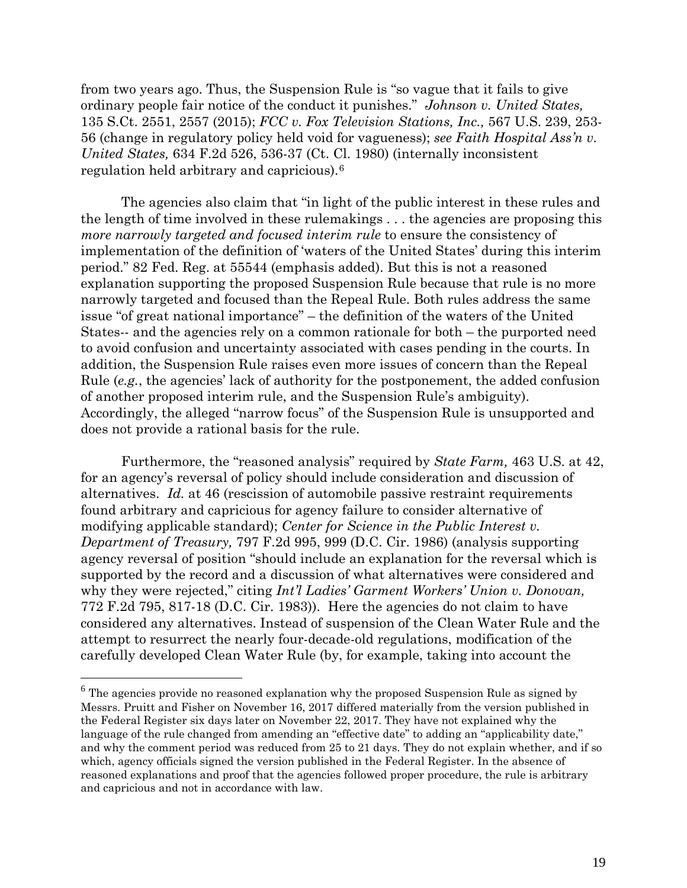from two years ago. Thus, the Suspension Rule is "so vague that it fails to give ordinary people fair notice of the conduct it punishes." *Johnson v. United States,* 135 S.Ct. 2551, 2557 (2015); *FCC v. Fox Television Stations, Inc.,* 567 U.S. 239, 253-56 (change in regulatory policy held void for vagueness); *see Faith Hospital Ass'n v. United States,* 634 F.2d 526, 536-37 (Ct. Cl. 1980) (internally inconsistent regulation held arbitrary and capricious).[6]

The agencies also claim that "in light of the public interest in these rules and the length of time involved in these rulemakings . . . the agencies are proposing this *more narrowly targeted and focused interim rule* to ensure the consistency of implementation of the definition of 'waters of the United States' during this interim period." 82 Fed. Reg. at 55544 (emphasis added). But this is not a reasoned explanation supporting the proposed Suspension Rule because that rule is no more narrowly targeted and focused than the Repeal Rule. Both rules address the same issue "of great national importance" – the definition of the waters of the United States-- and the agencies rely on a common rationale for both – the purported need to avoid confusion and uncertainty associated with cases pending in the courts. In addition, the Suspension Rule raises even more issues of concern than the Repeal Rule (*e.g.*, the agencies' lack of authority for the postponement, the added confusion of another proposed interim rule, and the Suspension Rule's ambiguity). Accordingly, the alleged "narrow focus" of the Suspension Rule is unsupported and does not provide a rational basis for the rule.

Furthermore, the "reasoned analysis" required by *State Farm,* 463 U.S. at 42, for an agency's reversal of policy should include consideration and discussion of alternatives. *Id.* at 46 (rescission of automobile passive restraint requirements found arbitrary and capricious for agency failure to consider alternative of modifying applicable standard); *Center for Science in the Public Interest v. Department of Treasury,* 797 F.2d 995, 999 (D.C. Cir. 1986) (analysis supporting agency reversal of position "should include an explanation for the reversal which is supported by the record and a discussion of what alternatives were considered and why they were rejected," citing *Int'l Ladies' Garment Workers' Union v. Donovan,* 772 F.2d 795, 817-18 (D.C. Cir. 1983)). Here the agencies do not claim to have considered any alternatives. Instead of suspension of the Clean Water Rule and the attempt to resurrect the nearly four-decade-old regulations, modification of the carefully developed Clean Water Rule (by, for example, taking into account the

---

[6] The agencies provide no reasoned explanation why the proposed Suspension Rule as signed by Messrs. Pruitt and Fisher on November 16, 2017 differed materially from the version published in the Federal Register six days later on November 22, 2017. They have not explained why the language of the rule changed from amending an "effective date" to adding an "applicability date," and why the comment period was reduced from 25 to 21 days. They do not explain whether, and if so which, agency officials signed the version published in the Federal Register. In the absence of reasoned explanations and proof that the agencies followed proper procedure, the rule is arbitrary and capricious and not in accordance with law.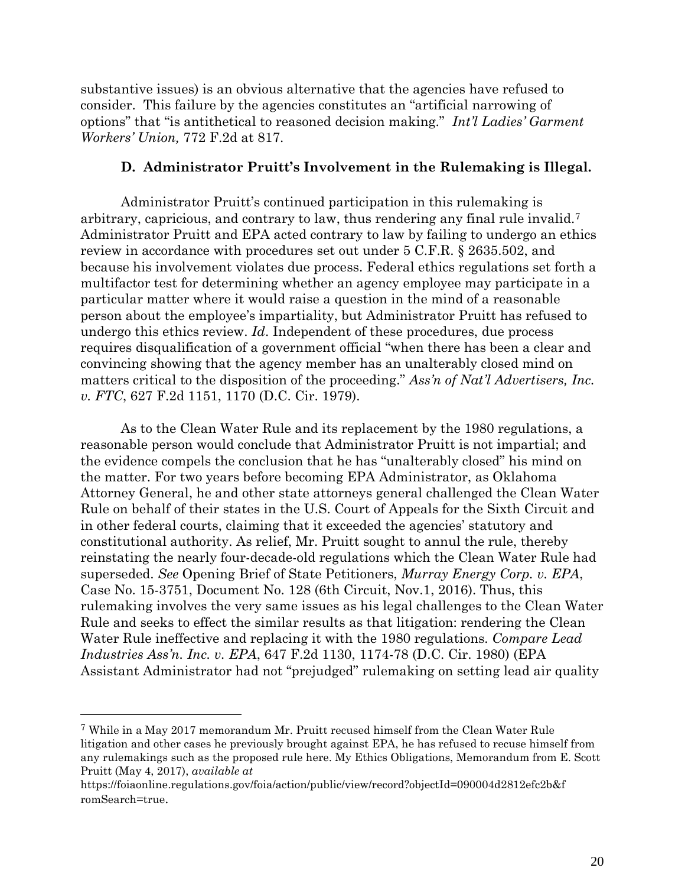substantive issues) is an obvious alternative that the agencies have refused to consider. This failure by the agencies constitutes an "artificial narrowing of options" that "is antithetical to reasoned decision making." *Int'l Ladies' Garment Workers' Union,* 772 F.2d at 817.

### D. Administrator Pruitt's Involvement in the Rulemaking is Illegal.

Administrator Pruitt's continued participation in this rulemaking is arbitrary, capricious, and contrary to law, thus rendering any final rule invalid.[7] Administrator Pruitt and EPA acted contrary to law by failing to undergo an ethics review in accordance with procedures set out under 5 C.F.R. § 2635.502, and because his involvement violates due process. Federal ethics regulations set forth a multifactor test for determining whether an agency employee may participate in a particular matter where it would raise a question in the mind of a reasonable person about the employee's impartiality, but Administrator Pruitt has refused to undergo this ethics review. *Id*. Independent of these procedures, due process requires disqualification of a government official "when there has been a clear and convincing showing that the agency member has an unalterably closed mind on matters critical to the disposition of the proceeding." *Ass'n of Nat'l Advertisers, Inc. v. FTC*, 627 F.2d 1151, 1170 (D.C. Cir. 1979).

As to the Clean Water Rule and its replacement by the 1980 regulations, a reasonable person would conclude that Administrator Pruitt is not impartial; and the evidence compels the conclusion that he has "unalterably closed" his mind on the matter. For two years before becoming EPA Administrator, as Oklahoma Attorney General, he and other state attorneys general challenged the Clean Water Rule on behalf of their states in the U.S. Court of Appeals for the Sixth Circuit and in other federal courts, claiming that it exceeded the agencies' statutory and constitutional authority. As relief, Mr. Pruitt sought to annul the rule, thereby reinstating the nearly four-decade-old regulations which the Clean Water Rule had superseded. *See* Opening Brief of State Petitioners, *Murray Energy Corp. v. EPA*, Case No. 15-3751, Document No. 128 (6th Circuit, Nov.1, 2016). Thus, this rulemaking involves the very same issues as his legal challenges to the Clean Water Rule and seeks to effect the similar results as that litigation: rendering the Clean Water Rule ineffective and replacing it with the 1980 regulations. *Compare Lead Industries Ass'n. Inc. v. EPA*, 647 F.2d 1130, 1174-78 (D.C. Cir. 1980) (EPA Assistant Administrator had not "prejudged" rulemaking on setting lead air quality

---

[7] While in a May 2017 memorandum Mr. Pruitt recused himself from the Clean Water Rule litigation and other cases he previously brought against EPA, he has refused to recuse himself from any rulemakings such as the proposed rule here. My Ethics Obligations, Memorandum from E. Scott Pruitt (May 4, 2017), *available at* https://foiaonline.regulations.gov/foia/action/public/view/record?objectId=090004d2812efc2b&fromSearch=true.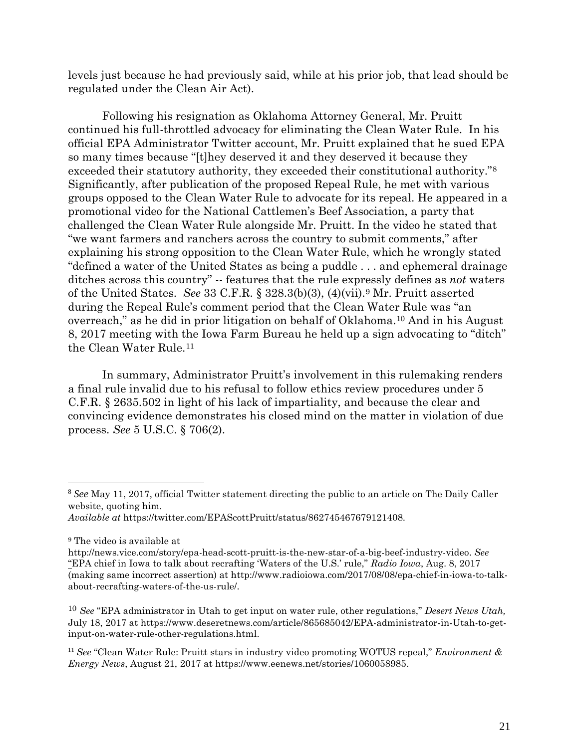levels just because he had previously said, while at his prior job, that lead should be regulated under the Clean Air Act).

Following his resignation as Oklahoma Attorney General, Mr. Pruitt continued his full-throttled advocacy for eliminating the Clean Water Rule. In his official EPA Administrator Twitter account, Mr. Pruitt explained that he sued EPA so many times because "[t]hey deserved it and they deserved it because they exceeded their statutory authority, they exceeded their constitutional authority."[8] Significantly, after publication of the proposed Repeal Rule, he met with various groups opposed to the Clean Water Rule to advocate for its repeal. He appeared in a promotional video for the National Cattlemen's Beef Association, a party that challenged the Clean Water Rule alongside Mr. Pruitt. In the video he stated that "we want farmers and ranchers across the country to submit comments," after explaining his strong opposition to the Clean Water Rule, which he wrongly stated "defined a water of the United States as being a puddle . . . and ephemeral drainage ditches across this country" -- features that the rule expressly defines as *not* waters of the United States. *See* 33 C.F.R. § 328.3(b)(3), (4)(vii).[9] Mr. Pruitt asserted during the Repeal Rule's comment period that the Clean Water Rule was "an overreach," as he did in prior litigation on behalf of Oklahoma.[10] And in his August 8, 2017 meeting with the Iowa Farm Bureau he held up a sign advocating to "ditch" the Clean Water Rule.[11]

In summary, Administrator Pruitt's involvement in this rulemaking renders a final rule invalid due to his refusal to follow ethics review procedures under 5 C.F.R. § 2635.502 in light of his lack of impartiality, and because the clear and convincing evidence demonstrates his closed mind on the matter in violation of due process. *See* 5 U.S.C. § 706(2).

---

[8] *See* May 11, 2017, official Twitter statement directing the public to an article on The Daily Caller website, quoting him.
*Available at* https://twitter.com/EPAScottPruitt/status/862745467679121408.

[9] The video is available at
http://news.vice.com/story/epa-head-scott-pruitt-is-the-new-star-of-a-big-beef-industry-video. *See* "EPA chief in Iowa to talk about recrafting 'Waters of the U.S.' rule," *Radio Iowa*, Aug. 8, 2017 (making same incorrect assertion) at http://www.radioiowa.com/2017/08/08/epa-chief-in-iowa-to-talk-about-recrafting-waters-of-the-us-rule/.

[10] *See* "EPA administrator in Utah to get input on water rule, other regulations," *Desert News Utah,* July 18, 2017 at https://www.deseretnews.com/article/865685042/EPA-administrator-in-Utah-to-get-input-on-water-rule-other-regulations.html.

[11] *See* "Clean Water Rule: Pruitt stars in industry video promoting WOTUS repeal," *Environment & Energy News*, August 21, 2017 at https://www.eenews.net/stories/1060058985.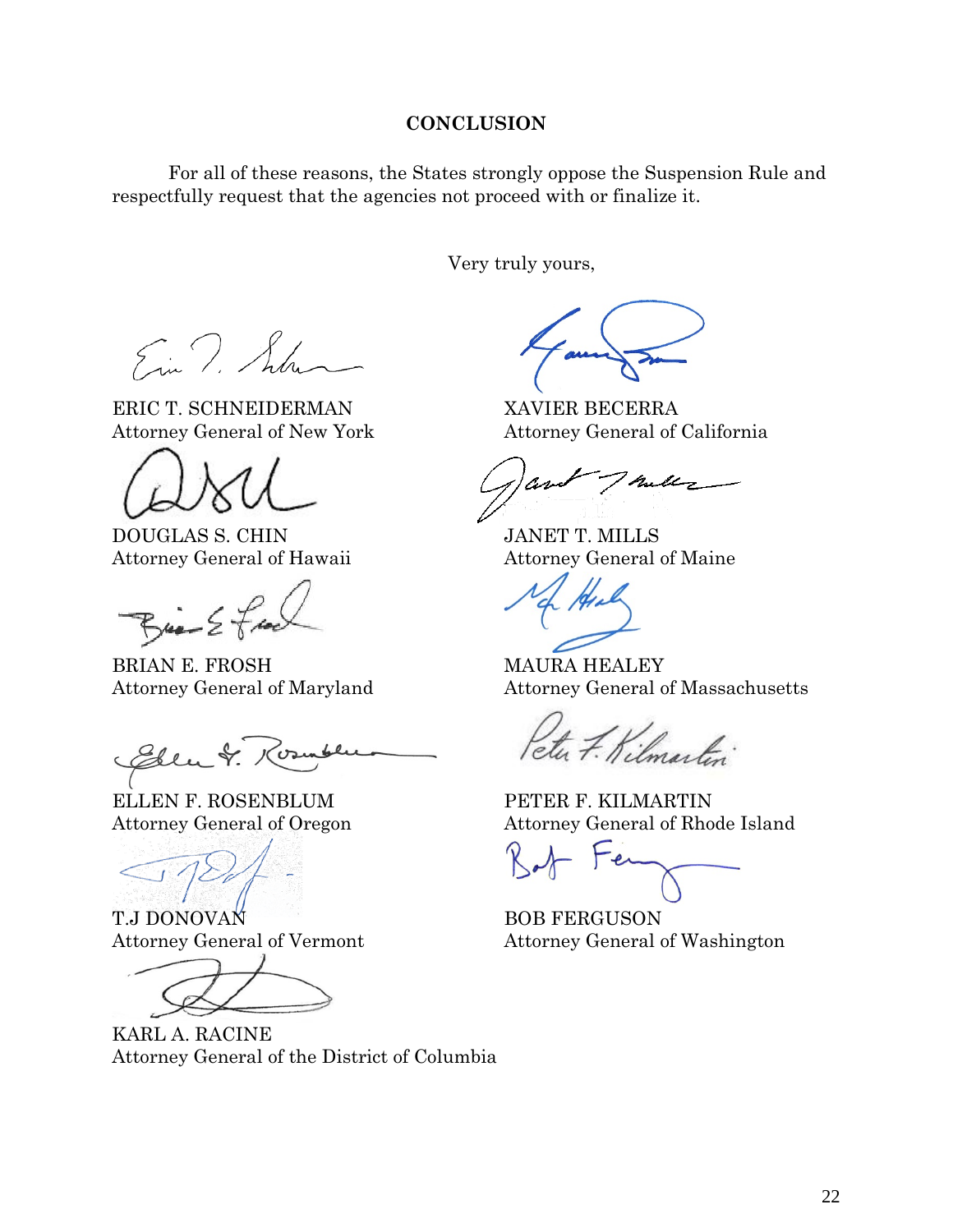## CONCLUSION

For all of these reasons, the States strongly oppose the Suspension Rule and respectfully request that the agencies not proceed with or finalize it.

Very truly yours,

ERIC T. SCHNEIDERMAN
Attorney General of New York

XAVIER BECERRA
Attorney General of California

DOUGLAS S. CHIN
Attorney General of Hawaii

JANET T. MILLS
Attorney General of Maine

BRIAN E. FROSH
Attorney General of Maryland

MAURA HEALEY
Attorney General of Massachusetts

ELLEN F. ROSENBLUM
Attorney General of Oregon

PETER F. KILMARTIN
Attorney General of Rhode Island

T.J DONOVAN
Attorney General of Vermont

BOB FERGUSON
Attorney General of Washington

KARL A. RACINE
Attorney General of the District of Columbia